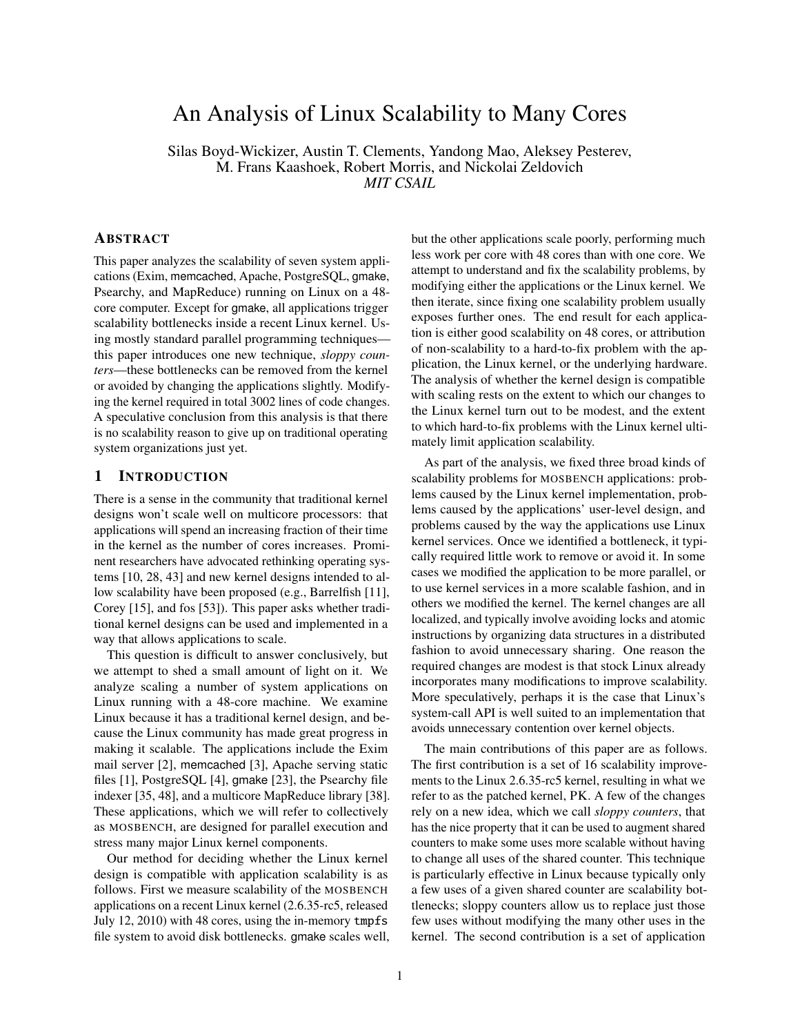# An Analysis of Linux Scalability to Many Cores

Silas Boyd-Wickizer, Austin T. Clements, Yandong Mao, Aleksey Pesterev, M. Frans Kaashoek, Robert Morris, and Nickolai Zeldovich
*MIT CSAIL*

## Abstract

This paper analyzes the scalability of seven system applications (Exim, memcached, Apache, PostgreSQL, gmake, Psearchy, and MapReduce) running on Linux on a 48-core computer. Except for gmake, all applications trigger scalability bottlenecks inside a recent Linux kernel. Using mostly standard parallel programming techniques—this paper introduces one new technique, *sloppy counters*—these bottlenecks can be removed from the kernel or avoided by changing the applications slightly. Modifying the kernel required in total 3002 lines of code changes. A speculative conclusion from this analysis is that there is no scalability reason to give up on traditional operating system organizations just yet.

## 1 Introduction

There is a sense in the community that traditional kernel designs won't scale well on multicore processors: that applications will spend an increasing fraction of their time in the kernel as the number of cores increases. Prominent researchers have advocated rethinking operating systems [10, 28, 43] and new kernel designs intended to allow scalability have been proposed (e.g., Barrelfish [11], Corey [15], and fos [53]). This paper asks whether traditional kernel designs can be used and implemented in a way that allows applications to scale.

This question is difficult to answer conclusively, but we attempt to shed a small amount of light on it. We analyze scaling a number of system applications on Linux running with a 48-core machine. We examine Linux because it has a traditional kernel design, and because the Linux community has made great progress in making it scalable. The applications include the Exim mail server [2], memcached [3], Apache serving static files [1], PostgreSQL [4], gmake [23], the Psearchy file indexer [35, 48], and a multicore MapReduce library [38]. These applications, which we will refer to collectively as MOSBENCH, are designed for parallel execution and stress many major Linux kernel components.

Our method for deciding whether the Linux kernel design is compatible with application scalability is as follows. First we measure scalability of the MOSBENCH applications on a recent Linux kernel (2.6.35-rc5, released July 12, 2010) with 48 cores, using the in-memory `tmpfs` file system to avoid disk bottlenecks. gmake scales well, but the other applications scale poorly, performing much less work per core with 48 cores than with one core. We attempt to understand and fix the scalability problems, by modifying either the applications or the Linux kernel. We then iterate, since fixing one scalability problem usually exposes further ones. The end result for each application is either good scalability on 48 cores, or attribution of non-scalability to a hard-to-fix problem with the application, the Linux kernel, or the underlying hardware. The analysis of whether the kernel design is compatible with scaling rests on the extent to which our changes to the Linux kernel turn out to be modest, and the extent to which hard-to-fix problems with the Linux kernel ultimately limit application scalability.

As part of the analysis, we fixed three broad kinds of scalability problems for MOSBENCH applications: problems caused by the Linux kernel implementation, problems caused by the applications' user-level design, and problems caused by the way the applications use Linux kernel services. Once we identified a bottleneck, it typically required little work to remove or avoid it. In some cases we modified the application to be more parallel, or to use kernel services in a more scalable fashion, and in others we modified the kernel. The kernel changes are all localized, and typically involve avoiding locks and atomic instructions by organizing data structures in a distributed fashion to avoid unnecessary sharing. One reason the required changes are modest is that stock Linux already incorporates many modifications to improve scalability. More speculatively, perhaps it is the case that Linux's system-call API is well suited to an implementation that avoids unnecessary contention over kernel objects.

The main contributions of this paper are as follows. The first contribution is a set of 16 scalability improvements to the Linux 2.6.35-rc5 kernel, resulting in what we refer to as the patched kernel, PK. A few of the changes rely on a new idea, which we call *sloppy counters*, that has the nice property that it can be used to augment shared counters to make some uses more scalable without having to change all uses of the shared counter. This technique is particularly effective in Linux because typically only a few uses of a given shared counter are scalability bottlenecks; sloppy counters allow us to replace just those few uses without modifying the many other uses in the kernel. The second contribution is a set of application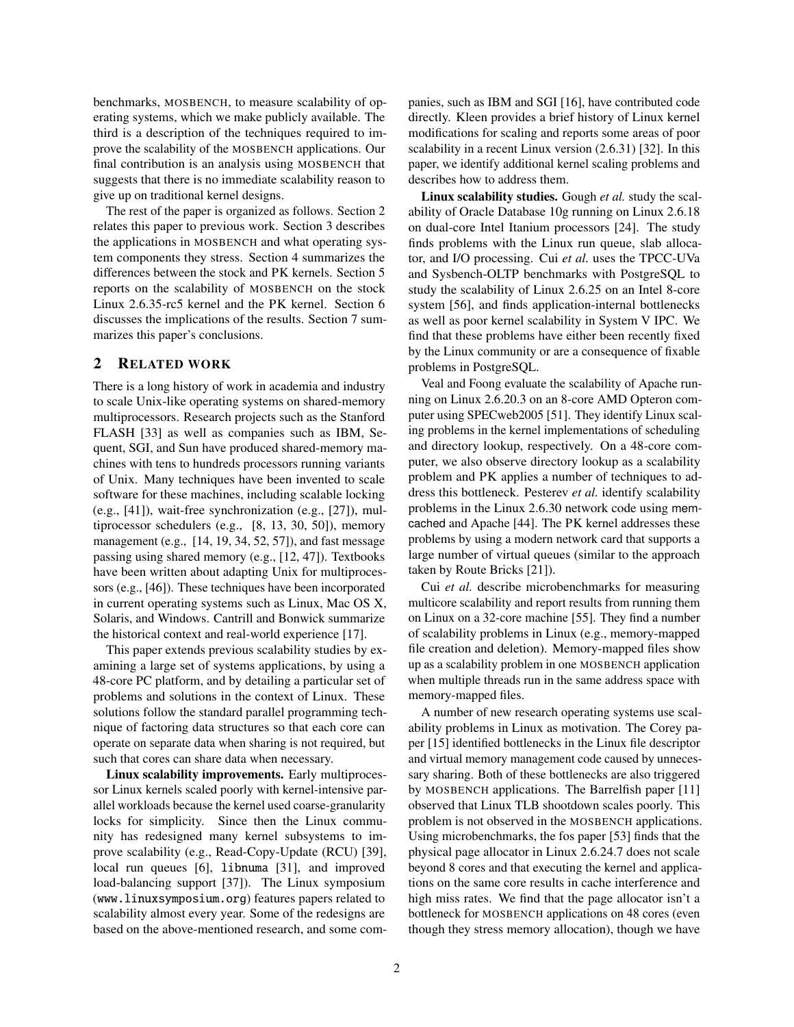benchmarks, MOSBENCH, to measure scalability of operating systems, which we make publicly available. The third is a description of the techniques required to improve the scalability of the MOSBENCH applications. Our final contribution is an analysis using MOSBENCH that suggests that there is no immediate scalability reason to give up on traditional kernel designs.

The rest of the paper is organized as follows. Section 2 relates this paper to previous work. Section 3 describes the applications in MOSBENCH and what operating system components they stress. Section 4 summarizes the differences between the stock and PK kernels. Section 5 reports on the scalability of MOSBENCH on the stock Linux 2.6.35-rc5 kernel and the PK kernel. Section 6 discusses the implications of the results. Section 7 summarizes this paper's conclusions.

## 2 RELATED WORK

There is a long history of work in academia and industry to scale Unix-like operating systems on shared-memory multiprocessors. Research projects such as the Stanford FLASH [33] as well as companies such as IBM, Sequent, SGI, and Sun have produced shared-memory machines with tens to hundreds processors running variants of Unix. Many techniques have been invented to scale software for these machines, including scalable locking (e.g., [41]), wait-free synchronization (e.g., [27]), multiprocessor schedulers (e.g., [8, 13, 30, 50]), memory management (e.g., [14, 19, 34, 52, 57]), and fast message passing using shared memory (e.g., [12, 47]). Textbooks have been written about adapting Unix for multiprocessors (e.g., [46]). These techniques have been incorporated in current operating systems such as Linux, Mac OS X, Solaris, and Windows. Cantrill and Bonwick summarize the historical context and real-world experience [17].

This paper extends previous scalability studies by examining a large set of systems applications, by using a 48-core PC platform, and by detailing a particular set of problems and solutions in the context of Linux. These solutions follow the standard parallel programming technique of factoring data structures so that each core can operate on separate data when sharing is not required, but such that cores can share data when necessary.

**Linux scalability improvements.** Early multiprocessor Linux kernels scaled poorly with kernel-intensive parallel workloads because the kernel used coarse-granularity locks for simplicity. Since then the Linux community has redesigned many kernel subsystems to improve scalability (e.g., Read-Copy-Update (RCU) [39], local run queues [6], `libnuma` [31], and improved load-balancing support [37]). The Linux symposium (`www.linuxsymposium.org`) features papers related to scalability almost every year. Some of the redesigns are based on the above-mentioned research, and some companies, such as IBM and SGI [16], have contributed code directly. Kleen provides a brief history of Linux kernel modifications for scaling and reports some areas of poor scalability in a recent Linux version (2.6.31) [32]. In this paper, we identify additional kernel scaling problems and describes how to address them.

**Linux scalability studies.** Gough *et al.* study the scalability of Oracle Database 10g running on Linux 2.6.18 on dual-core Intel Itanium processors [24]. The study finds problems with the Linux run queue, slab allocator, and I/O processing. Cui *et al.* uses the TPCC-UVa and Sysbench-OLTP benchmarks with PostgreSQL to study the scalability of Linux 2.6.25 on an Intel 8-core system [56], and finds application-internal bottlenecks as well as poor kernel scalability in System V IPC. We find that these problems have either been recently fixed by the Linux community or are a consequence of fixable problems in PostgreSQL.

Veal and Foong evaluate the scalability of Apache running on Linux 2.6.20.3 on an 8-core AMD Opteron computer using SPECweb2005 [51]. They identify Linux scaling problems in the kernel implementations of scheduling and directory lookup, respectively. On a 48-core computer, we also observe directory lookup as a scalability problem and PK applies a number of techniques to address this bottleneck. Pesterev *et al.* identify scalability problems in the Linux 2.6.30 network code using memcached and Apache [44]. The PK kernel addresses these problems by using a modern network card that supports a large number of virtual queues (similar to the approach taken by Route Bricks [21]).

Cui *et al.* describe microbenchmarks for measuring multicore scalability and report results from running them on Linux on a 32-core machine [55]. They find a number of scalability problems in Linux (e.g., memory-mapped file creation and deletion). Memory-mapped files show up as a scalability problem in one MOSBENCH application when multiple threads run in the same address space with memory-mapped files.

A number of new research operating systems use scalability problems in Linux as motivation. The Corey paper [15] identified bottlenecks in the Linux file descriptor and virtual memory management code caused by unnecessary sharing. Both of these bottlenecks are also triggered by MOSBENCH applications. The Barrelfish paper [11] observed that Linux TLB shootdown scales poorly. This problem is not observed in the MOSBENCH applications. Using microbenchmarks, the fos paper [53] finds that the physical page allocator in Linux 2.6.24.7 does not scale beyond 8 cores and that executing the kernel and applications on the same core results in cache interference and high miss rates. We find that the page allocator isn't a bottleneck for MOSBENCH applications on 48 cores (even though they stress memory allocation), though we have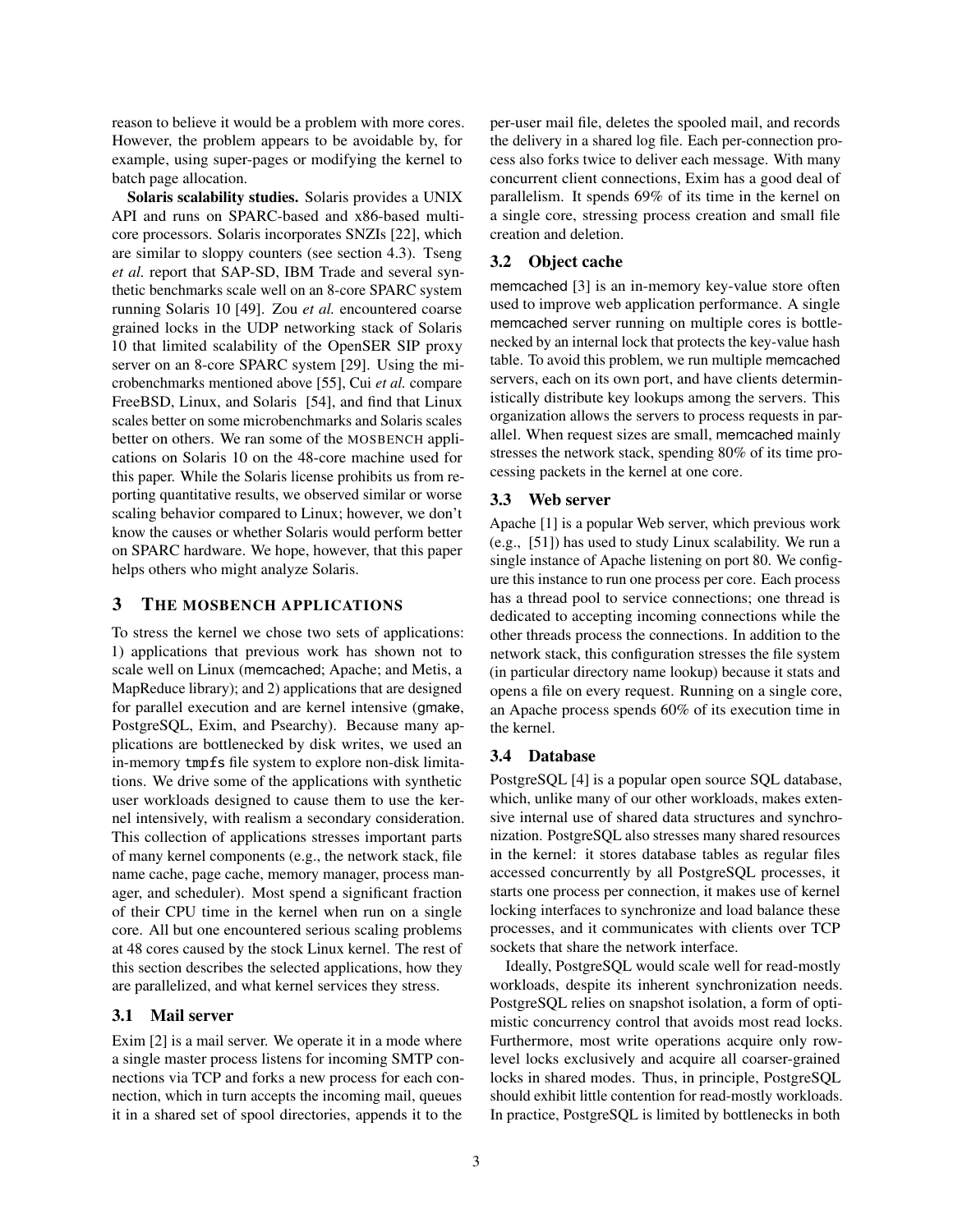reason to believe it would be a problem with more cores. However, the problem appears to be avoidable by, for example, using super-pages or modifying the kernel to batch page allocation.

**Solaris scalability studies.** Solaris provides a UNIX API and runs on SPARC-based and x86-based multi-core processors. Solaris incorporates SNZIs [22], which are similar to sloppy counters (see section 4.3). Tseng *et al.* report that SAP-SD, IBM Trade and several synthetic benchmarks scale well on an 8-core SPARC system running Solaris 10 [49]. Zou *et al.* encountered coarse grained locks in the UDP networking stack of Solaris 10 that limited scalability of the OpenSER SIP proxy server on an 8-core SPARC system [29]. Using the microbenchmarks mentioned above [55], Cui *et al.* compare FreeBSD, Linux, and Solaris [54], and find that Linux scales better on some microbenchmarks and Solaris scales better on others. We ran some of the MOSBENCH applications on Solaris 10 on the 48-core machine used for this paper. While the Solaris license prohibits us from reporting quantitative results, we observed similar or worse scaling behavior compared to Linux; however, we don't know the causes or whether Solaris would perform better on SPARC hardware. We hope, however, that this paper helps others who might analyze Solaris.

## 3 THE MOSBENCH APPLICATIONS

To stress the kernel we chose two sets of applications: 1) applications that previous work has shown not to scale well on Linux (memcached; Apache; and Metis, a MapReduce library); and 2) applications that are designed for parallel execution and are kernel intensive (gmake, PostgreSQL, Exim, and Psearchy). Because many applications are bottlenecked by disk writes, we used an in-memory `tmpfs` file system to explore non-disk limitations. We drive some of the applications with synthetic user workloads designed to cause them to use the kernel intensively, with realism a secondary consideration. This collection of applications stresses important parts of many kernel components (e.g., the network stack, file name cache, page cache, memory manager, process manager, and scheduler). Most spend a significant fraction of their CPU time in the kernel when run on a single core. All but one encountered serious scaling problems at 48 cores caused by the stock Linux kernel. The rest of this section describes the selected applications, how they are parallelized, and what kernel services they stress.

### 3.1 Mail server

Exim [2] is a mail server. We operate it in a mode where a single master process listens for incoming SMTP connections via TCP and forks a new process for each connection, which in turn accepts the incoming mail, queues it in a shared set of spool directories, appends it to the per-user mail file, deletes the spooled mail, and records the delivery in a shared log file. Each per-connection process also forks twice to deliver each message. With many concurrent client connections, Exim has a good deal of parallelism. It spends 69% of its time in the kernel on a single core, stressing process creation and small file creation and deletion.

### 3.2 Object cache

memcached [3] is an in-memory key-value store often used to improve web application performance. A single memcached server running on multiple cores is bottlenecked by an internal lock that protects the key-value hash table. To avoid this problem, we run multiple memcached servers, each on its own port, and have clients deterministically distribute key lookups among the servers. This organization allows the servers to process requests in parallel. When request sizes are small, memcached mainly stresses the network stack, spending 80% of its time processing packets in the kernel at one core.

### 3.3 Web server

Apache [1] is a popular Web server, which previous work (e.g., [51]) has used to study Linux scalability. We run a single instance of Apache listening on port 80. We configure this instance to run one process per core. Each process has a thread pool to service connections; one thread is dedicated to accepting incoming connections while the other threads process the connections. In addition to the network stack, this configuration stresses the file system (in particular directory name lookup) because it stats and opens a file on every request. Running on a single core, an Apache process spends 60% of its execution time in the kernel.

### 3.4 Database

PostgreSQL [4] is a popular open source SQL database, which, unlike many of our other workloads, makes extensive internal use of shared data structures and synchronization. PostgreSQL also stresses many shared resources in the kernel: it stores database tables as regular files accessed concurrently by all PostgreSQL processes, it starts one process per connection, it makes use of kernel locking interfaces to synchronize and load balance these processes, and it communicates with clients over TCP sockets that share the network interface.

Ideally, PostgreSQL would scale well for read-mostly workloads, despite its inherent synchronization needs. PostgreSQL relies on snapshot isolation, a form of optimistic concurrency control that avoids most read locks. Furthermore, most write operations acquire only row-level locks exclusively and acquire all coarser-grained locks in shared modes. Thus, in principle, PostgreSQL should exhibit little contention for read-mostly workloads. In practice, PostgreSQL is limited by bottlenecks in both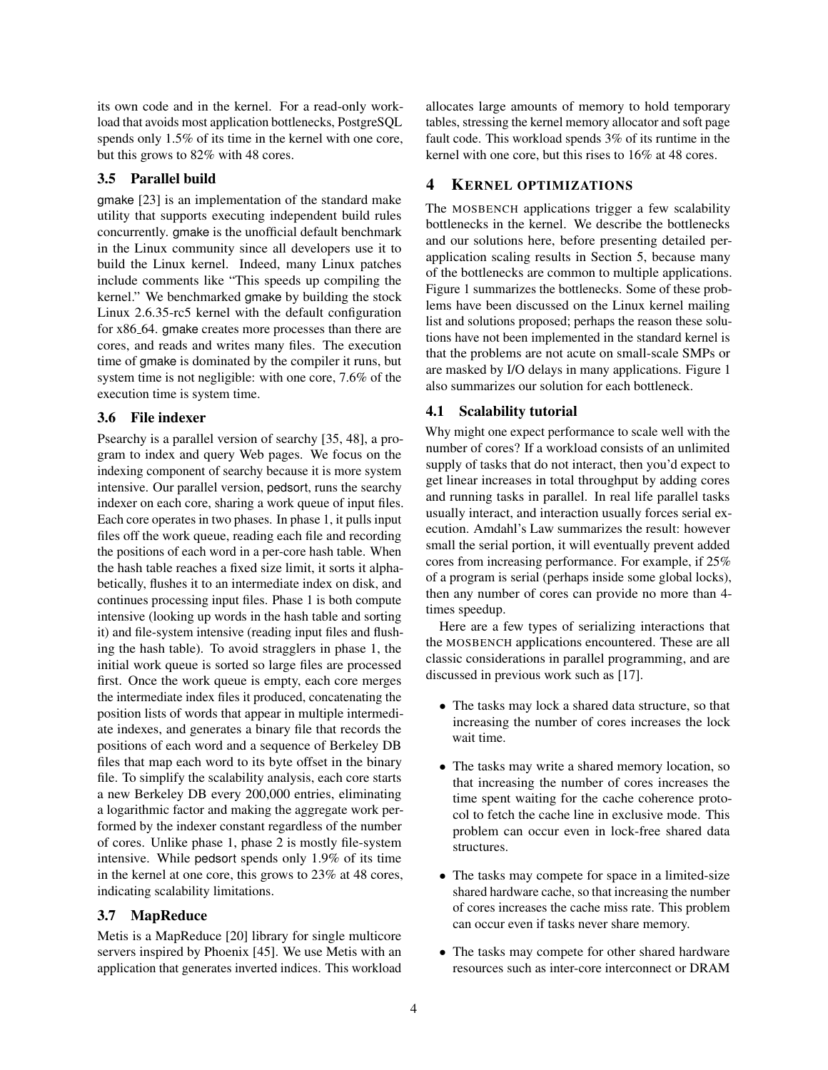its own code and in the kernel. For a read-only workload that avoids most application bottlenecks, PostgreSQL spends only 1.5% of its time in the kernel with one core, but this grows to 82% with 48 cores.

### 3.5 Parallel build

gmake [23] is an implementation of the standard make utility that supports executing independent build rules concurrently. gmake is the unofficial default benchmark in the Linux community since all developers use it to build the Linux kernel. Indeed, many Linux patches include comments like "This speeds up compiling the kernel." We benchmarked gmake by building the stock Linux 2.6.35-rc5 kernel with the default configuration for x86_64. gmake creates more processes than there are cores, and reads and writes many files. The execution time of gmake is dominated by the compiler it runs, but system time is not negligible: with one core, 7.6% of the execution time is system time.

### 3.6 File indexer

Psearchy is a parallel version of searchy [35, 48], a program to index and query Web pages. We focus on the indexing component of searchy because it is more system intensive. Our parallel version, pedsort, runs the searchy indexer on each core, sharing a work queue of input files. Each core operates in two phases. In phase 1, it pulls input files off the work queue, reading each file and recording the positions of each word in a per-core hash table. When the hash table reaches a fixed size limit, it sorts it alphabetically, flushes it to an intermediate index on disk, and continues processing input files. Phase 1 is both compute intensive (looking up words in the hash table and sorting it) and file-system intensive (reading input files and flushing the hash table). To avoid stragglers in phase 1, the initial work queue is sorted so large files are processed first. Once the work queue is empty, each core merges the intermediate index files it produced, concatenating the position lists of words that appear in multiple intermediate indexes, and generates a binary file that records the positions of each word and a sequence of Berkeley DB files that map each word to its byte offset in the binary file. To simplify the scalability analysis, each core starts a new Berkeley DB every 200,000 entries, eliminating a logarithmic factor and making the aggregate work performed by the indexer constant regardless of the number of cores. Unlike phase 1, phase 2 is mostly file-system intensive. While pedsort spends only 1.9% of its time in the kernel at one core, this grows to 23% at 48 cores, indicating scalability limitations.

### 3.7 MapReduce

Metis is a MapReduce [20] library for single multicore servers inspired by Phoenix [45]. We use Metis with an application that generates inverted indices. This workload allocates large amounts of memory to hold temporary tables, stressing the kernel memory allocator and soft page fault code. This workload spends 3% of its runtime in the kernel with one core, but this rises to 16% at 48 cores.

## 4 KERNEL OPTIMIZATIONS

The MOSBENCH applications trigger a few scalability bottlenecks in the kernel. We describe the bottlenecks and our solutions here, before presenting detailed per-application scaling results in Section 5, because many of the bottlenecks are common to multiple applications. Figure 1 summarizes the bottlenecks. Some of these problems have been discussed on the Linux kernel mailing list and solutions proposed; perhaps the reason these solutions have not been implemented in the standard kernel is that the problems are not acute on small-scale SMPs or are masked by I/O delays in many applications. Figure 1 also summarizes our solution for each bottleneck.

### 4.1 Scalability tutorial

Why might one expect performance to scale well with the number of cores? If a workload consists of an unlimited supply of tasks that do not interact, then you'd expect to get linear increases in total throughput by adding cores and running tasks in parallel. In real life parallel tasks usually interact, and interaction usually forces serial execution. Amdahl's Law summarizes the result: however small the serial portion, it will eventually prevent added cores from increasing performance. For example, if 25% of a program is serial (perhaps inside some global locks), then any number of cores can provide no more than 4-times speedup.

Here are a few types of serializing interactions that the MOSBENCH applications encountered. These are all classic considerations in parallel programming, and are discussed in previous work such as [17].

- The tasks may lock a shared data structure, so that increasing the number of cores increases the lock wait time.
- The tasks may write a shared memory location, so that increasing the number of cores increases the time spent waiting for the cache coherence protocol to fetch the cache line in exclusive mode. This problem can occur even in lock-free shared data structures.
- The tasks may compete for space in a limited-size shared hardware cache, so that increasing the number of cores increases the cache miss rate. This problem can occur even if tasks never share memory.
- The tasks may compete for other shared hardware resources such as inter-core interconnect or DRAM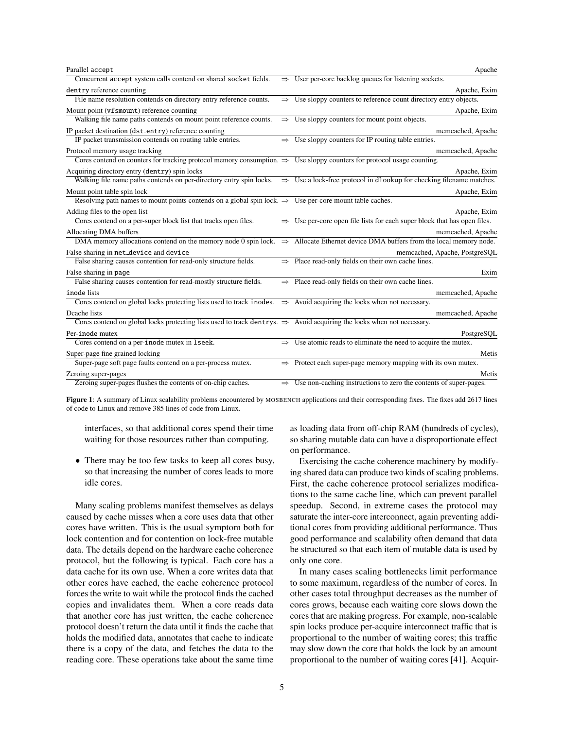| Problem | | Fix | Applications |
|---|---|---|---|
| **Parallel `accept`** | | | Apache |
| Concurrent `accept` system calls contend on shared `socket` fields. | ⇒ | User per-core backlog queues for listening sockets. | |
| **`dentry` reference counting** | | | Apache, Exim |
| File name resolution contends on directory entry reference counts. | ⇒ | Use sloppy counters to reference count directory entry objects. | |
| **Mount point (`vfsmount`) reference counting** | | | Apache, Exim |
| Walking file name paths contends on mount point reference counts. | ⇒ | Use sloppy counters for mount point objects. | |
| **IP packet destination (`dst_entry`) reference counting** | | | memcached, Apache |
| IP packet transmission contends on routing table entries. | ⇒ | Use sloppy counters for IP routing table entries. | |
| **Protocol memory usage tracking** | | | memcached, Apache |
| Cores contend on counters for tracking protocol memory consumption. | ⇒ | Use sloppy counters for protocol usage counting. | |
| **Acquiring directory entry (`dentry`) spin locks** | | | Apache, Exim |
| Walking file name paths contends on per-directory entry spin locks. | ⇒ | Use a lock-free protocol in `dlookup` for checking filename matches. | |
| **Mount point table spin lock** | | | Apache, Exim |
| Resolving path names to mount points contends on a global spin lock. | ⇒ | Use per-core mount table caches. | |
| **Adding files to the open list** | | | Apache, Exim |
| Cores contend on a per-super block list that tracks open files. | ⇒ | Use per-core open file lists for each super block that has open files. | |
| **Allocating DMA buffers** | | | memcached, Apache |
| DMA memory allocations contend on the memory node 0 spin lock. | ⇒ | Allocate Ethernet device DMA buffers from the local memory node. | |
| **False sharing in `net_device` and `device`** | | | memcached, Apache, PostgreSQL |
| False sharing causes contention for read-only structure fields. | ⇒ | Place read-only fields on their own cache lines. | |
| **False sharing in `page`** | | | Exim |
| False sharing causes contention for read-mostly structure fields. | ⇒ | Place read-only fields on their own cache lines. | |
| **`inode` lists** | | | memcached, Apache |
| Cores contend on global locks protecting lists used to track `inodes`. | ⇒ | Avoid acquiring the locks when not necessary. | |
| **Dcache lists** | | | memcached, Apache |
| Cores contend on global locks protecting lists used to track `dentrys`. | ⇒ | Avoid acquiring the locks when not necessary. | |
| **Per-`inode` mutex** | | | PostgreSQL |
| Cores contend on a per-`inode` mutex in `lseek`. | ⇒ | Use atomic reads to eliminate the need to acquire the mutex. | |
| **Super-page fine grained locking** | | | Metis |
| Super-page soft page faults contend on a per-process mutex. | ⇒ | Protect each super-page memory mapping with its own mutex. | |
| **Zeroing super-pages** | | | Metis |
| Zeroing super-pages flushes the contents of on-chip caches. | ⇒ | Use non-caching instructions to zero the contents of super-pages. | |

**Figure 1**: A summary of Linux scalability problems encountered by MOSBENCH applications and their corresponding fixes. The fixes add 2617 lines of code to Linux and remove 385 lines of code from Linux.

interfaces, so that additional cores spend their time waiting for those resources rather than computing.

- There may be too few tasks to keep all cores busy, so that increasing the number of cores leads to more idle cores.

Many scaling problems manifest themselves as delays caused by cache misses when a core uses data that other cores have written. This is the usual symptom both for lock contention and for contention on lock-free mutable data. The details depend on the hardware cache coherence protocol, but the following is typical. Each core has a data cache for its own use. When a core writes data that other cores have cached, the cache coherence protocol forces the write to wait while the protocol finds the cached copies and invalidates them. When a core reads data that another core has just written, the cache coherence protocol doesn't return the data until it finds the cache that holds the modified data, annotates that cache to indicate there is a copy of the data, and fetches the data to the reading core. These operations take about the same time as loading data from off-chip RAM (hundreds of cycles), so sharing mutable data can have a disproportionate effect on performance.

Exercising the cache coherence machinery by modifying shared data can produce two kinds of scaling problems. First, the cache coherence protocol serializes modifications to the same cache line, which can prevent parallel speedup. Second, in extreme cases the protocol may saturate the inter-core interconnect, again preventing additional cores from providing additional performance. Thus good performance and scalability often demand that data be structured so that each item of mutable data is used by only one core.

In many cases scaling bottlenecks limit performance to some maximum, regardless of the number of cores. In other cases total throughput decreases as the number of cores grows, because each waiting core slows down the cores that are making progress. For example, non-scalable spin locks produce per-acquire interconnect traffic that is proportional to the number of waiting cores; this traffic may slow down the core that holds the lock by an amount proportional to the number of waiting cores [41]. Acquir-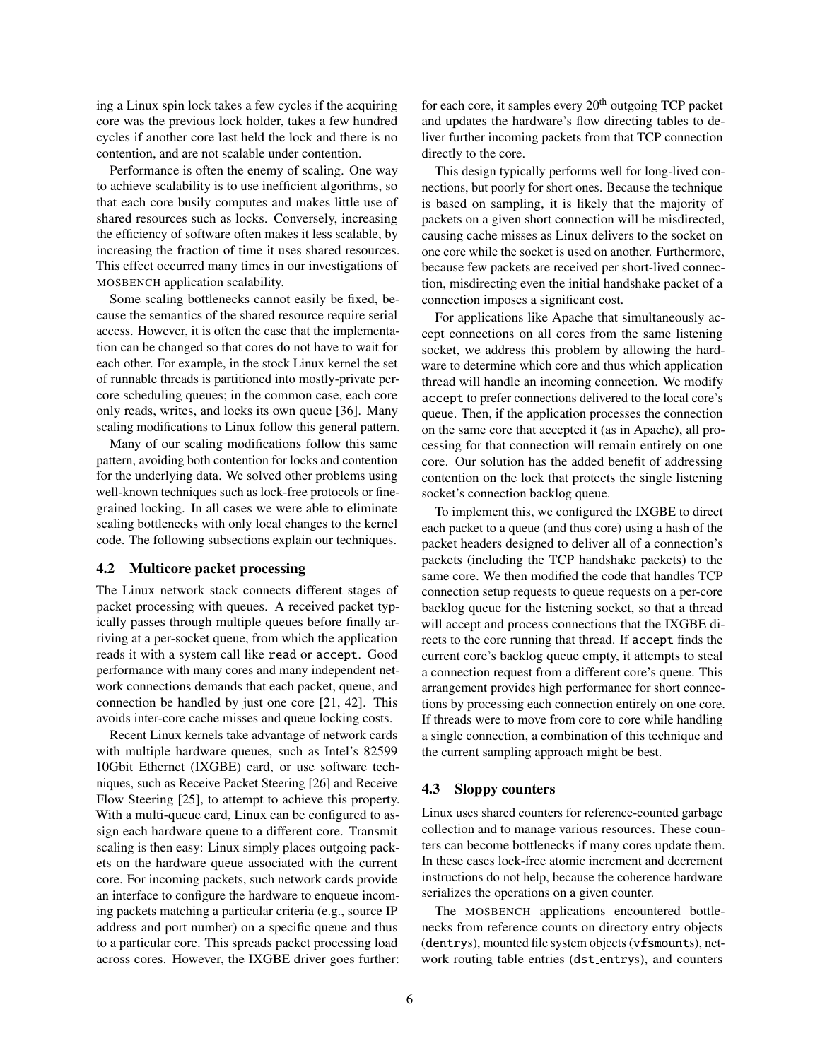ing a Linux spin lock takes a few cycles if the acquiring core was the previous lock holder, takes a few hundred cycles if another core last held the lock and there is no contention, and are not scalable under contention.

Performance is often the enemy of scaling. One way to achieve scalability is to use inefficient algorithms, so that each core busily computes and makes little use of shared resources such as locks. Conversely, increasing the efficiency of software often makes it less scalable, by increasing the fraction of time it uses shared resources. This effect occurred many times in our investigations of MOSBENCH application scalability.

Some scaling bottlenecks cannot easily be fixed, because the semantics of the shared resource require serial access. However, it is often the case that the implementation can be changed so that cores do not have to wait for each other. For example, in the stock Linux kernel the set of runnable threads is partitioned into mostly-private per-core scheduling queues; in the common case, each core only reads, writes, and locks its own queue [36]. Many scaling modifications to Linux follow this general pattern.

Many of our scaling modifications follow this same pattern, avoiding both contention for locks and contention for the underlying data. We solved other problems using well-known techniques such as lock-free protocols or fine-grained locking. In all cases we were able to eliminate scaling bottlenecks with only local changes to the kernel code. The following subsections explain our techniques.

### 4.2 Multicore packet processing

The Linux network stack connects different stages of packet processing with queues. A received packet typically passes through multiple queues before finally arriving at a per-socket queue, from which the application reads it with a system call like `read` or `accept`. Good performance with many cores and many independent network connections demands that each packet, queue, and connection be handled by just one core [21, 42]. This avoids inter-core cache misses and queue locking costs.

Recent Linux kernels take advantage of network cards with multiple hardware queues, such as Intel's 82599 10Gbit Ethernet (IXGBE) card, or use software techniques, such as Receive Packet Steering [26] and Receive Flow Steering [25], to attempt to achieve this property. With a multi-queue card, Linux can be configured to assign each hardware queue to a different core. Transmit scaling is then easy: Linux simply places outgoing packets on the hardware queue associated with the current core. For incoming packets, such network cards provide an interface to configure the hardware to enqueue incoming packets matching a particular criteria (e.g., source IP address and port number) on a specific queue and thus to a particular core. This spreads packet processing load across cores. However, the IXGBE driver goes further: for each core, it samples every 20th outgoing TCP packet and updates the hardware's flow directing tables to deliver further incoming packets from that TCP connection directly to the core.

This design typically performs well for long-lived connections, but poorly for short ones. Because the technique is based on sampling, it is likely that the majority of packets on a given short connection will be misdirected, causing cache misses as Linux delivers to the socket on one core while the socket is used on another. Furthermore, because few packets are received per short-lived connection, misdirecting even the initial handshake packet of a connection imposes a significant cost.

For applications like Apache that simultaneously accept connections on all cores from the same listening socket, we address this problem by allowing the hardware to determine which core and thus which application thread will handle an incoming connection. We modify `accept` to prefer connections delivered to the local core's queue. Then, if the application processes the connection on the same core that accepted it (as in Apache), all processing for that connection will remain entirely on one core. Our solution has the added benefit of addressing contention on the lock that protects the single listening socket's connection backlog queue.

To implement this, we configured the IXGBE to direct each packet to a queue (and thus core) using a hash of the packet headers designed to deliver all of a connection's packets (including the TCP handshake packets) to the same core. We then modified the code that handles TCP connection setup requests to queue requests on a per-core backlog queue for the listening socket, so that a thread will accept and process connections that the IXGBE directs to the core running that thread. If `accept` finds the current core's backlog queue empty, it attempts to steal a connection request from a different core's queue. This arrangement provides high performance for short connections by processing each connection entirely on one core. If threads were to move from core to core while handling a single connection, a combination of this technique and the current sampling approach might be best.

### 4.3 Sloppy counters

Linux uses shared counters for reference-counted garbage collection and to manage various resources. These counters can become bottlenecks if many cores update them. In these cases lock-free atomic increment and decrement instructions do not help, because the coherence hardware serializes the operations on a given counter.

The MOSBENCH applications encountered bottlenecks from reference counts on directory entry objects (`dentry`s), mounted file system objects (`vfsmount`s), network routing table entries (`dst_entry`s), and counters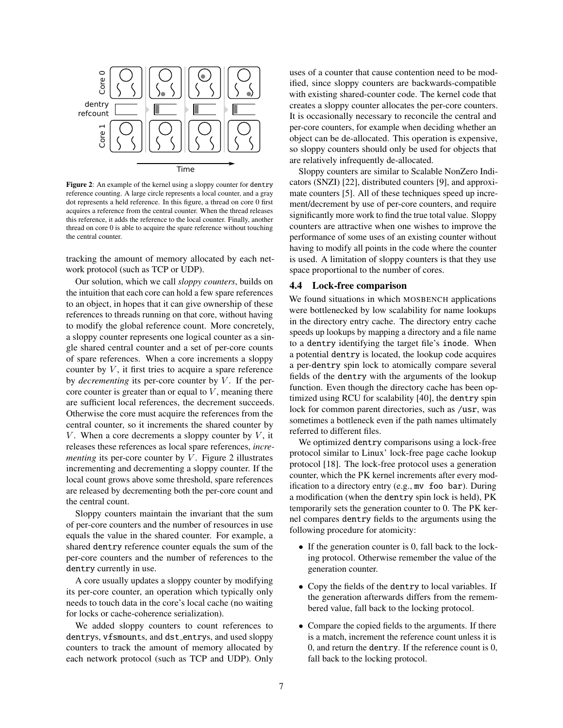Figure 2: An example of the kernel using a sloppy counter for dentry reference counting. A large circle represents a local counter, and a gray dot represents a held reference. In this figure, a thread on core 0 first acquires a reference from the central counter. When the thread releases this reference, it adds the reference to the local counter. Finally, another thread on core 0 is able to acquire the spare reference without touching the central counter.

tracking the amount of memory allocated by each network protocol (such as TCP or UDP).

Our solution, which we call *sloppy counters*, builds on the intuition that each core can hold a few spare references to an object, in hopes that it can give ownership of these references to threads running on that core, without having to modify the global reference count. More concretely, a sloppy counter represents one logical counter as a single shared central counter and a set of per-core counts of spare references. When a core increments a sloppy counter by $V$, it first tries to acquire a spare reference by *decrementing* its per-core counter by $V$. If the per-core counter is greater than or equal to $V$, meaning there are sufficient local references, the decrement succeeds. Otherwise the core must acquire the references from the central counter, so it increments the shared counter by $V$. When a core decrements a sloppy counter by $V$, it releases these references as local spare references, *incrementing* its per-core counter by $V$. Figure 2 illustrates incrementing and decrementing a sloppy counter. If the local count grows above some threshold, spare references are released by decrementing both the per-core count and the central count.

Sloppy counters maintain the invariant that the sum of per-core counters and the number of resources in use equals the value in the shared counter. For example, a shared dentry reference counter equals the sum of the per-core counters and the number of references to the dentry currently in use.

A core usually updates a sloppy counter by modifying its per-core counter, an operation which typically only needs to touch data in the core's local cache (no waiting for locks or cache-coherence serialization).

We added sloppy counters to count references to dentrys, vfsmounts, and dst_entrys, and used sloppy counters to track the amount of memory allocated by each network protocol (such as TCP and UDP). Only uses of a counter that cause contention need to be modified, since sloppy counters are backwards-compatible with existing shared-counter code. The kernel code that creates a sloppy counter allocates the per-core counters. It is occasionally necessary to reconcile the central and per-core counters, for example when deciding whether an object can be de-allocated. This operation is expensive, so sloppy counters should only be used for objects that are relatively infrequently de-allocated.

Sloppy counters are similar to Scalable NonZero Indicators (SNZI) [22], distributed counters [9], and approximate counters [5]. All of these techniques speed up increment/decrement by use of per-core counters, and require significantly more work to find the true total value. Sloppy counters are attractive when one wishes to improve the performance of some uses of an existing counter without having to modify all points in the code where the counter is used. A limitation of sloppy counters is that they use space proportional to the number of cores.

### 4.4 Lock-free comparison

We found situations in which MOSBENCH applications were bottlenecked by low scalability for name lookups in the directory entry cache. The directory entry cache speeds up lookups by mapping a directory and a file name to a dentry identifying the target file's inode. When a potential dentry is located, the lookup code acquires a per-dentry spin lock to atomically compare several fields of the dentry with the arguments of the lookup function. Even though the directory cache has been optimized using RCU for scalability [40], the dentry spin lock for common parent directories, such as /usr, was sometimes a bottleneck even if the path names ultimately referred to different files.

We optimized dentry comparisons using a lock-free protocol similar to Linux' lock-free page cache lookup protocol [18]. The lock-free protocol uses a generation counter, which the PK kernel increments after every modification to a directory entry (e.g., mv foo bar). During a modification (when the dentry spin lock is held), PK temporarily sets the generation counter to 0. The PK kernel compares dentry fields to the arguments using the following procedure for atomicity:

- If the generation counter is 0, fall back to the locking protocol. Otherwise remember the value of the generation counter.
- Copy the fields of the dentry to local variables. If the generation afterwards differs from the remembered value, fall back to the locking protocol.
- Compare the copied fields to the arguments. If there is a match, increment the reference count unless it is 0, and return the dentry. If the reference count is 0, fall back to the locking protocol.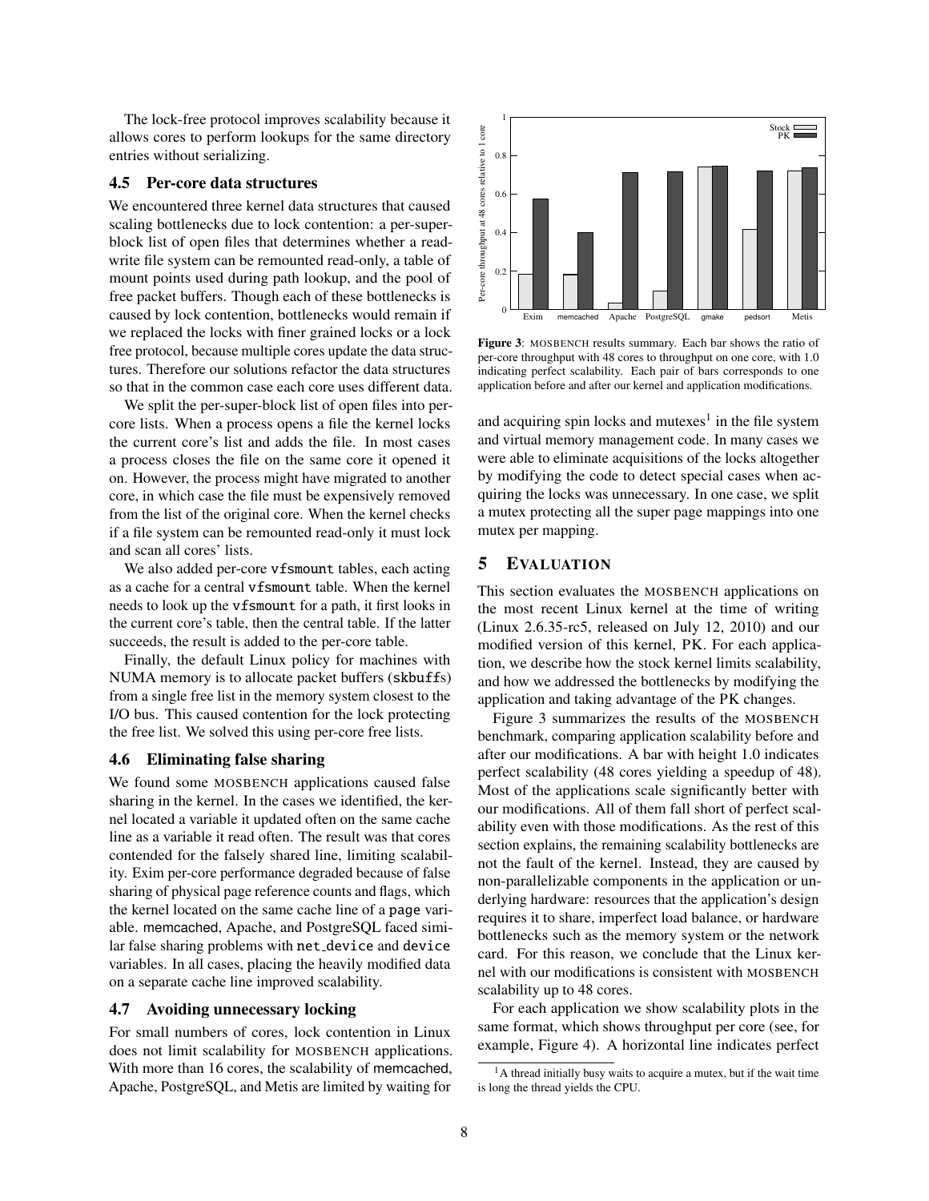The lock-free protocol improves scalability because it allows cores to perform lookups for the same directory entries without serializing.

### 4.5 Per-core data structures

We encountered three kernel data structures that caused scaling bottlenecks due to lock contention: a per-super-block list of open files that determines whether a read-write file system can be remounted read-only, a table of mount points used during path lookup, and the pool of free packet buffers. Though each of these bottlenecks is caused by lock contention, bottlenecks would remain if we replaced the locks with finer grained locks or a lock free protocol, because multiple cores update the data structures. Therefore our solutions refactor the data structures so that in the common case each core uses different data.

We split the per-super-block list of open files into per-core lists. When a process opens a file the kernel locks the current core's list and adds the file. In most cases a process closes the file on the same core it opened it on. However, the process might have migrated to another core, in which case the file must be expensively removed from the list of the original core. When the kernel checks if a file system can be remounted read-only it must lock and scan all cores' lists.

We also added per-core `vfsmount` tables, each acting as a cache for a central `vfsmount` table. When the kernel needs to look up the `vfsmount` for a path, it first looks in the current core's table, then the central table. If the latter succeeds, the result is added to the per-core table.

Finally, the default Linux policy for machines with NUMA memory is to allocate packet buffers (`skbuff`s) from a single free list in the memory system closest to the I/O bus. This caused contention for the lock protecting the free list. We solved this using per-core free lists.

### 4.6 Eliminating false sharing

We found some MOSBENCH applications caused false sharing in the kernel. In the cases we identified, the kernel located a variable it updated often on the same cache line as a variable it read often. The result was that cores contended for the falsely shared line, limiting scalability. Exim per-core performance degraded because of false sharing of physical page reference counts and flags, which the kernel located on the same cache line of a `page` variable. memcached, Apache, and PostgreSQL faced similar false sharing problems with `net_device` and `device` variables. In all cases, placing the heavily modified data on a separate cache line improved scalability.

### 4.7 Avoiding unnecessary locking

For small numbers of cores, lock contention in Linux does not limit scalability for MOSBENCH applications. With more than 16 cores, the scalability of memcached, Apache, PostgreSQL, and Metis are limited by waiting for and acquiring spin locks and mutexes[1] in the file system and virtual memory management code. In many cases we were able to eliminate acquisitions of the locks altogether by modifying the code to detect special cases when acquiring the locks was unnecessary. In one case, we split a mutex protecting all the super page mappings into one mutex per mapping.

**Figure 3**: MOSBENCH results summary. Each bar shows the ratio of per-core throughput with 48 cores to throughput on one core, with 1.0 indicating perfect scalability. Each pair of bars corresponds to one application before and after our kernel and application modifications.

## 5 EVALUATION

This section evaluates the MOSBENCH applications on the most recent Linux kernel at the time of writing (Linux 2.6.35-rc5, released on July 12, 2010) and our modified version of this kernel, PK. For each application, we describe how the stock kernel limits scalability, and how we addressed the bottlenecks by modifying the application and taking advantage of the PK changes.

Figure 3 summarizes the results of the MOSBENCH benchmark, comparing application scalability before and after our modifications. A bar with height 1.0 indicates perfect scalability (48 cores yielding a speedup of 48). Most of the applications scale significantly better with our modifications. All of them fall short of perfect scalability even with those modifications. As the rest of this section explains, the remaining scalability bottlenecks are not the fault of the kernel. Instead, they are caused by non-parallelizable components in the application or underlying hardware: resources that the application's design requires it to share, imperfect load balance, or hardware bottlenecks such as the memory system or the network card. For this reason, we conclude that the Linux kernel with our modifications is consistent with MOSBENCH scalability up to 48 cores.

For each application we show scalability plots in the same format, which shows throughput per core (see, for example, Figure 4). A horizontal line indicates perfect

[1] A thread initially busy waits to acquire a mutex, but if the wait time is long the thread yields the CPU.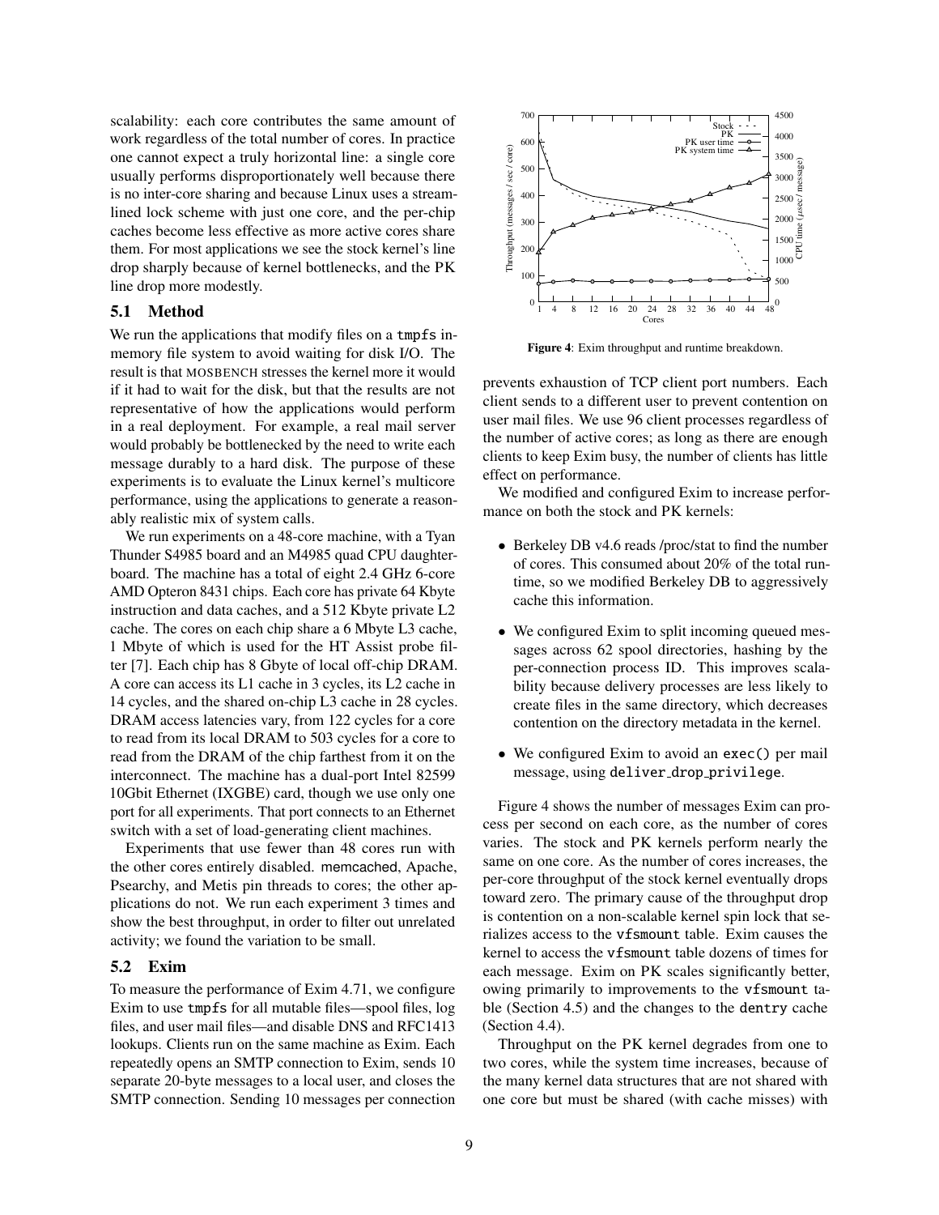scalability: each core contributes the same amount of work regardless of the total number of cores. In practice one cannot expect a truly horizontal line: a single core usually performs disproportionately well because there is no inter-core sharing and because Linux uses a streamlined lock scheme with just one core, and the per-chip caches become less effective as more active cores share them. For most applications we see the stock kernel's line drop sharply because of kernel bottlenecks, and the PK line drop more modestly.

### 5.1 Method

We run the applications that modify files on a `tmpfs` in-memory file system to avoid waiting for disk I/O. The result is that MOSBENCH stresses the kernel more it would if it had to wait for the disk, but that the results are not representative of how the applications would perform in a real deployment. For example, a real mail server would probably be bottlenecked by the need to write each message durably to a hard disk. The purpose of these experiments is to evaluate the Linux kernel's multicore performance, using the applications to generate a reasonably realistic mix of system calls.

We run experiments on a 48-core machine, with a Tyan Thunder S4985 board and an M4985 quad CPU daughterboard. The machine has a total of eight 2.4 GHz 6-core AMD Opteron 8431 chips. Each core has private 64 Kbyte instruction and data caches, and a 512 Kbyte private L2 cache. The cores on each chip share a 6 Mbyte L3 cache, 1 Mbyte of which is used for the HT Assist probe filter [7]. Each chip has 8 Gbyte of local off-chip DRAM. A core can access its L1 cache in 3 cycles, its L2 cache in 14 cycles, and the shared on-chip L3 cache in 28 cycles. DRAM access latencies vary, from 122 cycles for a core to read from its local DRAM to 503 cycles for a core to read from the DRAM of the chip farthest from it on the interconnect. The machine has a dual-port Intel 82599 10Gbit Ethernet (IXGBE) card, though we use only one port for all experiments. That port connects to an Ethernet switch with a set of load-generating client machines.

Experiments that use fewer than 48 cores run with the other cores entirely disabled. memcached, Apache, Psearchy, and Metis pin threads to cores; the other applications do not. We run each experiment 3 times and show the best throughput, in order to filter out unrelated activity; we found the variation to be small.

### 5.2 Exim

To measure the performance of Exim 4.71, we configure Exim to use `tmpfs` for all mutable files—spool files, log files, and user mail files—and disable DNS and RFC1413 lookups. Clients run on the same machine as Exim. Each repeatedly opens an SMTP connection to Exim, sends 10 separate 20-byte messages to a local user, and closes the SMTP connection. Sending 10 messages per connection prevents exhaustion of TCP client port numbers. Each client sends to a different user to prevent contention on user mail files. We use 96 client processes regardless of the number of active cores; as long as there are enough clients to keep Exim busy, the number of clients has little effect on performance.

**Figure 4**: Exim throughput and runtime breakdown.

We modified and configured Exim to increase performance on both the stock and PK kernels:

- Berkeley DB v4.6 reads /proc/stat to find the number of cores. This consumed about 20% of the total runtime, so we modified Berkeley DB to aggressively cache this information.
- We configured Exim to split incoming queued messages across 62 spool directories, hashing by the per-connection process ID. This improves scalability because delivery processes are less likely to create files in the same directory, which decreases contention on the directory metadata in the kernel.
- We configured Exim to avoid an `exec()` per mail message, using `deliver_drop_privilege`.

Figure 4 shows the number of messages Exim can process per second on each core, as the number of cores varies. The stock and PK kernels perform nearly the same on one core. As the number of cores increases, the per-core throughput of the stock kernel eventually drops toward zero. The primary cause of the throughput drop is contention on a non-scalable kernel spin lock that serializes access to the `vfsmount` table. Exim causes the kernel to access the `vfsmount` table dozens of times for each message. Exim on PK scales significantly better, owing primarily to improvements to the `vfsmount` table (Section 4.5) and the changes to the `dentry` cache (Section 4.4).

Throughput on the PK kernel degrades from one to two cores, while the system time increases, because of the many kernel data structures that are not shared with one core but must be shared (with cache misses) with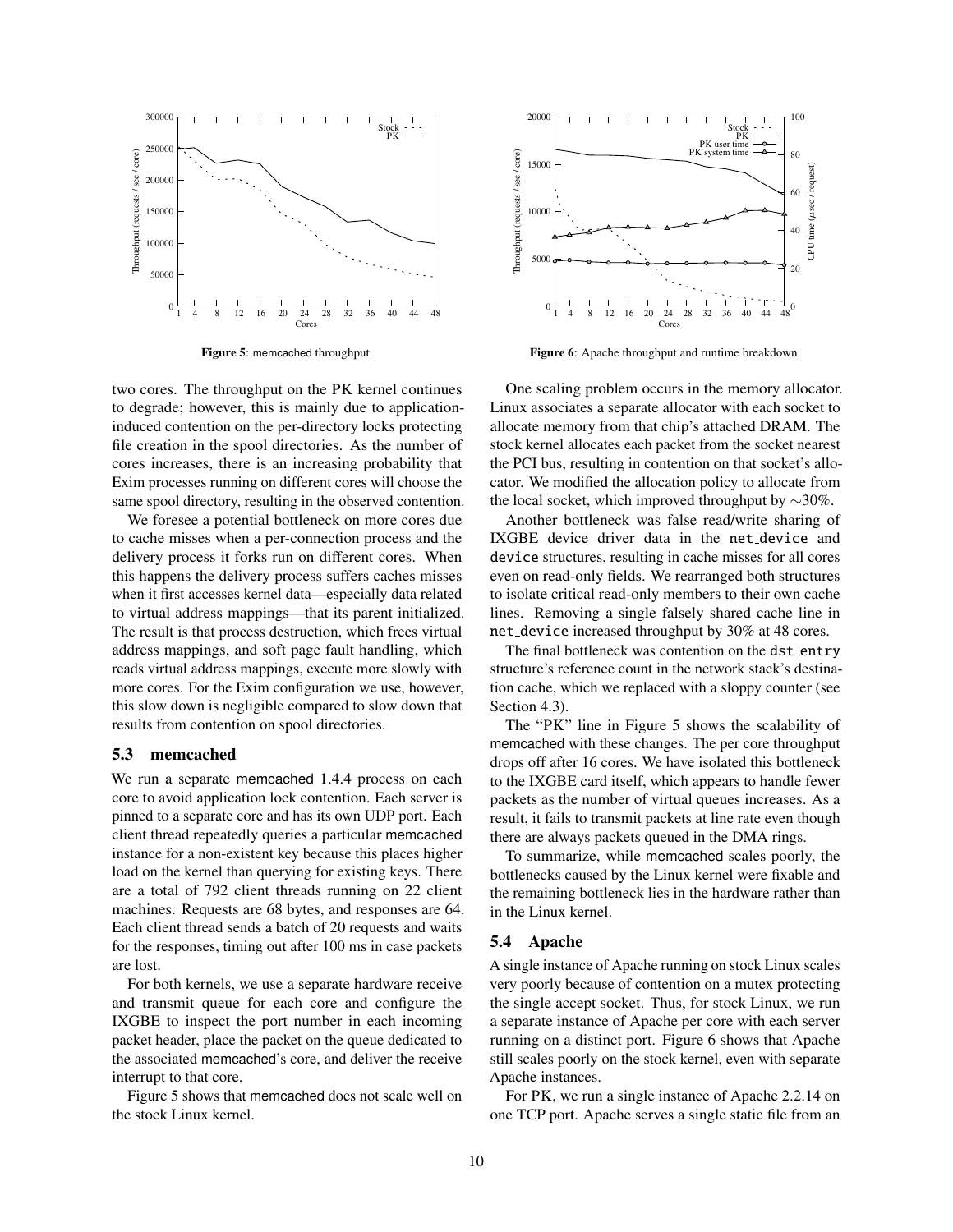**Figure 5**: memcached throughput.

**Figure 6**: Apache throughput and runtime breakdown.

two cores. The throughput on the PK kernel continues to degrade; however, this is mainly due to application-induced contention on the per-directory locks protecting file creation in the spool directories. As the number of cores increases, there is an increasing probability that Exim processes running on different cores will choose the same spool directory, resulting in the observed contention.

We foresee a potential bottleneck on more cores due to cache misses when a per-connection process and the delivery process it forks run on different cores. When this happens the delivery process suffers caches misses when it first accesses kernel data—especially data related to virtual address mappings—that its parent initialized. The result is that process destruction, which frees virtual address mappings, and soft page fault handling, which reads virtual address mappings, execute more slowly with more cores. For the Exim configuration we use, however, this slow down is negligible compared to slow down that results from contention on spool directories.

### 5.3 memcached

We run a separate memcached 1.4.4 process on each core to avoid application lock contention. Each server is pinned to a separate core and has its own UDP port. Each client thread repeatedly queries a particular memcached instance for a non-existent key because this places higher load on the kernel than querying for existing keys. There are a total of 792 client threads running on 22 client machines. Requests are 68 bytes, and responses are 64. Each client thread sends a batch of 20 requests and waits for the responses, timing out after 100 ms in case packets are lost.

For both kernels, we use a separate hardware receive and transmit queue for each core and configure the IXGBE to inspect the port number in each incoming packet header, place the packet on the queue dedicated to the associated memcached's core, and deliver the receive interrupt to that core.

Figure 5 shows that memcached does not scale well on the stock Linux kernel.

One scaling problem occurs in the memory allocator. Linux associates a separate allocator with each socket to allocate memory from that chip's attached DRAM. The stock kernel allocates each packet from the socket nearest the PCI bus, resulting in contention on that socket's allocator. We modified the allocation policy to allocate from the local socket, which improved throughput by ∼30%.

Another bottleneck was false read/write sharing of IXGBE device driver data in the `net_device` and `device` structures, resulting in cache misses for all cores even on read-only fields. We rearranged both structures to isolate critical read-only members to their own cache lines. Removing a single falsely shared cache line in `net_device` increased throughput by 30% at 48 cores.

The final bottleneck was contention on the `dst_entry` structure's reference count in the network stack's destination cache, which we replaced with a sloppy counter (see Section 4.3).

The "PK" line in Figure 5 shows the scalability of memcached with these changes. The per core throughput drops off after 16 cores. We have isolated this bottleneck to the IXGBE card itself, which appears to handle fewer packets as the number of virtual queues increases. As a result, it fails to transmit packets at line rate even though there are always packets queued in the DMA rings.

To summarize, while memcached scales poorly, the bottlenecks caused by the Linux kernel were fixable and the remaining bottleneck lies in the hardware rather than in the Linux kernel.

### 5.4 Apache

A single instance of Apache running on stock Linux scales very poorly because of contention on a mutex protecting the single accept socket. Thus, for stock Linux, we run a separate instance of Apache per core with each server running on a distinct port. Figure 6 shows that Apache still scales poorly on the stock kernel, even with separate Apache instances.

For PK, we run a single instance of Apache 2.2.14 on one TCP port. Apache serves a single static file from an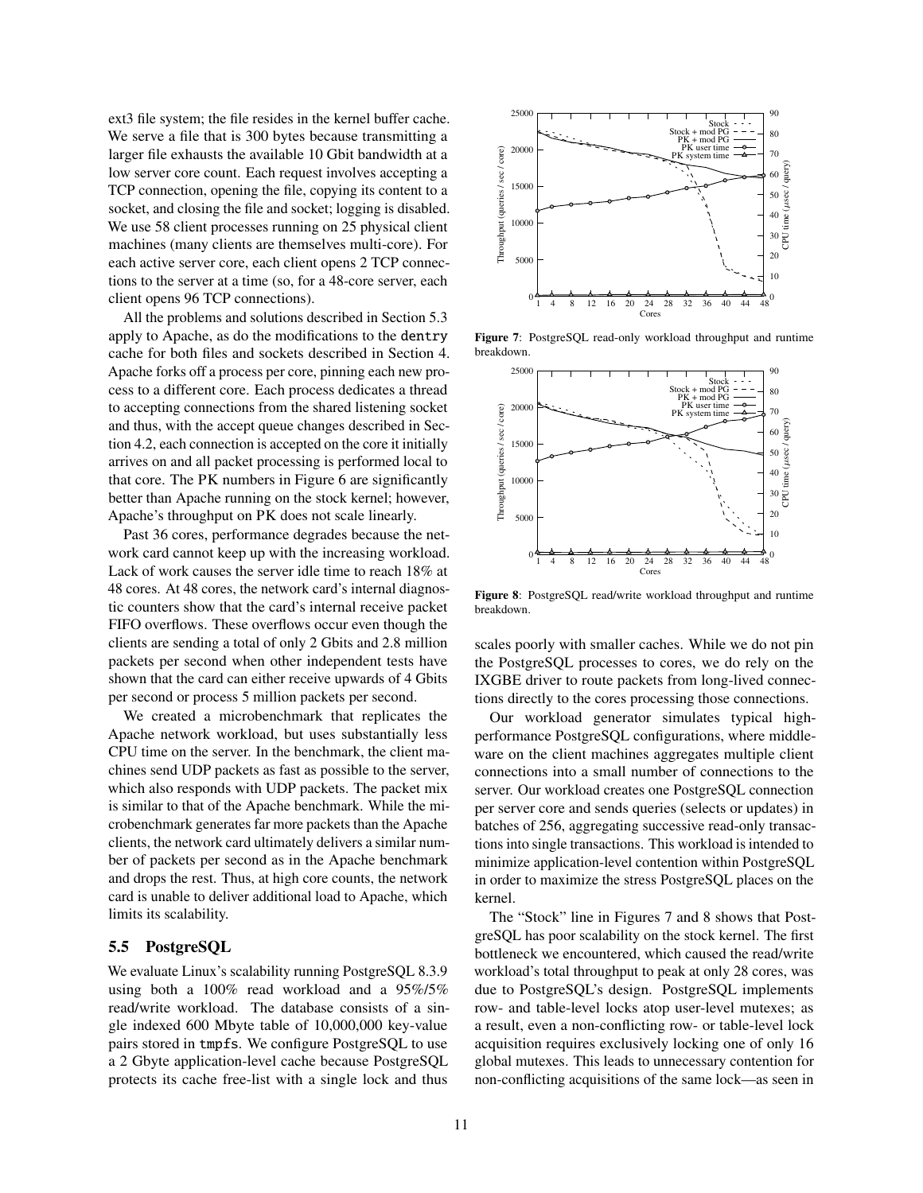ext3 file system; the file resides in the kernel buffer cache. We serve a file that is 300 bytes because transmitting a larger file exhausts the available 10 Gbit bandwidth at a low server core count. Each request involves accepting a TCP connection, opening the file, copying its content to a socket, and closing the file and socket; logging is disabled. We use 58 client processes running on 25 physical client machines (many clients are themselves multi-core). For each active server core, each client opens 2 TCP connections to the server at a time (so, for a 48-core server, each client opens 96 TCP connections).

All the problems and solutions described in Section 5.3 apply to Apache, as do the modifications to the `dentry` cache for both files and sockets described in Section 4. Apache forks off a process per core, pinning each new process to a different core. Each process dedicates a thread to accepting connections from the shared listening socket and thus, with the accept queue changes described in Section 4.2, each connection is accepted on the core it initially arrives on and all packet processing is performed local to that core. The PK numbers in Figure 6 are significantly better than Apache running on the stock kernel; however, Apache's throughput on PK does not scale linearly.

Past 36 cores, performance degrades because the network card cannot keep up with the increasing workload. Lack of work causes the server idle time to reach 18% at 48 cores. At 48 cores, the network card's internal diagnostic counters show that the card's internal receive packet FIFO overflows. These overflows occur even though the clients are sending a total of only 2 Gbits and 2.8 million packets per second when other independent tests have shown that the card can either receive upwards of 4 Gbits per second or process 5 million packets per second.

We created a microbenchmark that replicates the Apache network workload, but uses substantially less CPU time on the server. In the benchmark, the client machines send UDP packets as fast as possible to the server, which also responds with UDP packets. The packet mix is similar to that of the Apache benchmark. While the microbenchmark generates far more packets than the Apache clients, the network card ultimately delivers a similar number of packets per second as in the Apache benchmark and drops the rest. Thus, at high core counts, the network card is unable to deliver additional load to Apache, which limits its scalability.

## 5.5 PostgreSQL

We evaluate Linux's scalability running PostgreSQL 8.3.9 using both a 100% read workload and a 95%/5% read/write workload. The database consists of a single indexed 600 Mbyte table of 10,000,000 key-value pairs stored in `tmpfs`. We configure PostgreSQL to use a 2 Gbyte application-level cache because PostgreSQL protects its cache free-list with a single lock and thus scales poorly with smaller caches. While we do not pin the PostgreSQL processes to cores, we do rely on the IXGBE driver to route packets from long-lived connections directly to the cores processing those connections.

**Figure 7**: PostgreSQL read-only workload throughput and runtime breakdown.

**Figure 8**: PostgreSQL read/write workload throughput and runtime breakdown.

Our workload generator simulates typical high-performance PostgreSQL configurations, where middleware on the client machines aggregates multiple client connections into a small number of connections to the server. Our workload creates one PostgreSQL connection per server core and sends queries (selects or updates) in batches of 256, aggregating successive read-only transactions into single transactions. This workload is intended to minimize application-level contention within PostgreSQL in order to maximize the stress PostgreSQL places on the kernel.

The "Stock" line in Figures 7 and 8 shows that PostgreSQL has poor scalability on the stock kernel. The first bottleneck we encountered, which caused the read/write workload's total throughput to peak at only 28 cores, was due to PostgreSQL's design. PostgreSQL implements row- and table-level locks atop user-level mutexes; as a result, even a non-conflicting row- or table-level lock acquisition requires exclusively locking one of only 16 global mutexes. This leads to unnecessary contention for non-conflicting acquisitions of the same lock—as seen in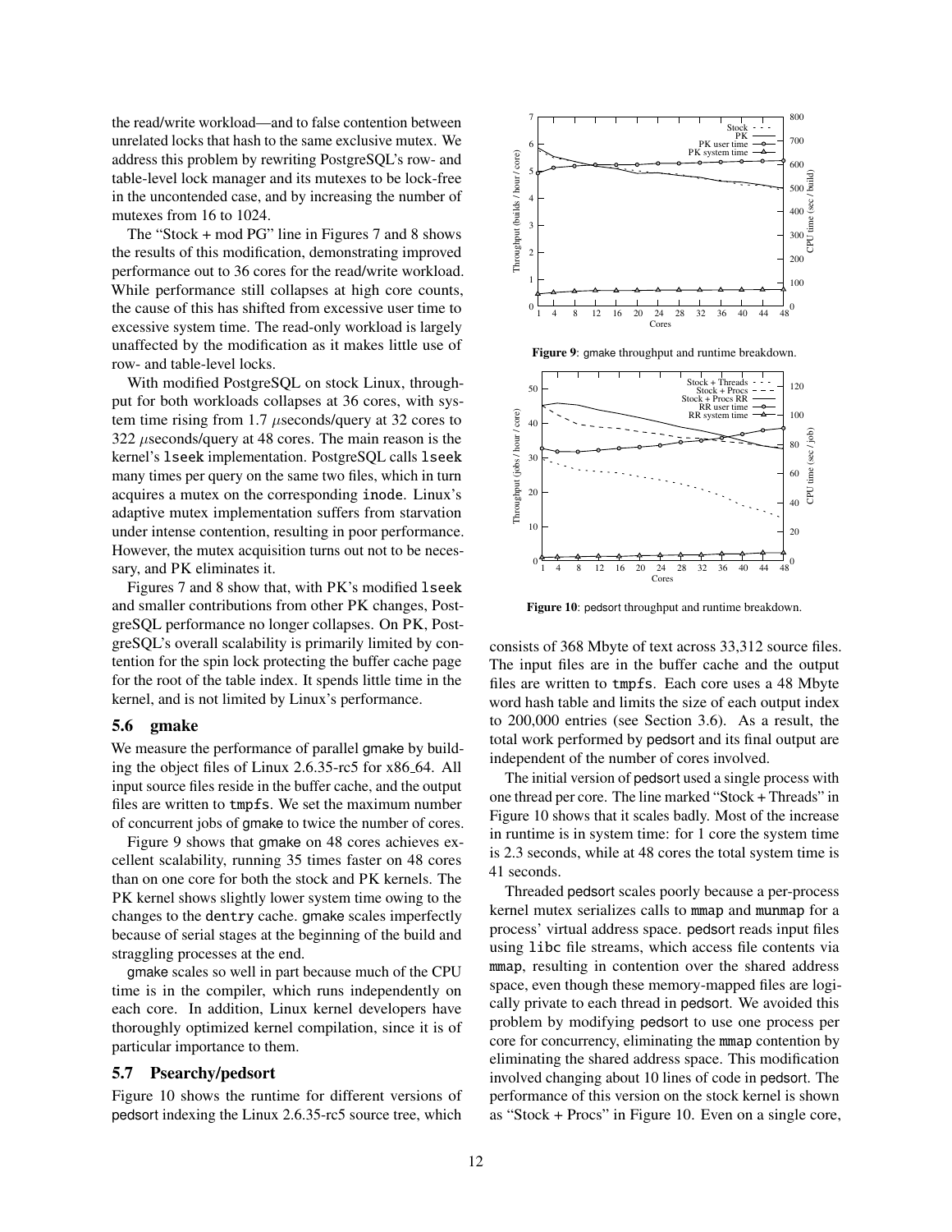the read/write workload—and to false contention between unrelated locks that hash to the same exclusive mutex. We address this problem by rewriting PostgreSQL's row- and table-level lock manager and its mutexes to be lock-free in the uncontended case, and by increasing the number of mutexes from 16 to 1024.

The "Stock + mod PG" line in Figures 7 and 8 shows the results of this modification, demonstrating improved performance out to 36 cores for the read/write workload. While performance still collapses at high core counts, the cause of this has shifted from excessive user time to excessive system time. The read-only workload is largely unaffected by the modification as it makes little use of row- and table-level locks.

With modified PostgreSQL on stock Linux, throughput for both workloads collapses at 36 cores, with system time rising from 1.7 $\mu$seconds/query at 32 cores to 322 $\mu$seconds/query at 48 cores. The main reason is the kernel's `lseek` implementation. PostgreSQL calls `lseek` many times per query on the same two files, which in turn acquires a mutex on the corresponding `inode`. Linux's adaptive mutex implementation suffers from starvation under intense contention, resulting in poor performance. However, the mutex acquisition turns out not to be necessary, and PK eliminates it.

Figures 7 and 8 show that, with PK's modified `lseek` and smaller contributions from other PK changes, PostgreSQL performance no longer collapses. On PK, PostgreSQL's overall scalability is primarily limited by contention for the spin lock protecting the buffer cache page for the root of the table index. It spends little time in the kernel, and is not limited by Linux's performance.

### 5.6 gmake

We measure the performance of parallel gmake by building the object files of Linux 2.6.35-rc5 for x86_64. All input source files reside in the buffer cache, and the output files are written to `tmpfs`. We set the maximum number of concurrent jobs of gmake to twice the number of cores.

Figure 9 shows that gmake on 48 cores achieves excellent scalability, running 35 times faster on 48 cores than on one core for both the stock and PK kernels. The PK kernel shows slightly lower system time owing to the changes to the `dentry` cache. gmake scales imperfectly because of serial stages at the beginning of the build and straggling processes at the end.

gmake scales so well in part because much of the CPU time is in the compiler, which runs independently on each core. In addition, Linux kernel developers have thoroughly optimized kernel compilation, since it is of particular importance to them.

**Figure 9**: gmake throughput and runtime breakdown.

**Figure 10**: pedsort throughput and runtime breakdown.

### 5.7 Psearchy/pedsort

Figure 10 shows the runtime for different versions of pedsort indexing the Linux 2.6.35-rc5 source tree, which consists of 368 Mbyte of text across 33,312 source files. The input files are in the buffer cache and the output files are written to `tmpfs`. Each core uses a 48 Mbyte word hash table and limits the size of each output index to 200,000 entries (see Section 3.6). As a result, the total work performed by pedsort and its final output are independent of the number of cores involved.

The initial version of pedsort used a single process with one thread per core. The line marked "Stock + Threads" in Figure 10 shows that it scales badly. Most of the increase in runtime is in system time: for 1 core the system time is 2.3 seconds, while at 48 cores the total system time is 41 seconds.

Threaded pedsort scales poorly because a per-process kernel mutex serializes calls to `mmap` and `munmap` for a process' virtual address space. pedsort reads input files using `libc` file streams, which access file contents via `mmap`, resulting in contention over the shared address space, even though these memory-mapped files are logically private to each thread in pedsort. We avoided this problem by modifying pedsort to use one process per core for concurrency, eliminating the `mmap` contention by eliminating the shared address space. This modification involved changing about 10 lines of code in pedsort. The performance of this version on the stock kernel is shown as "Stock + Procs" in Figure 10. Even on a single core,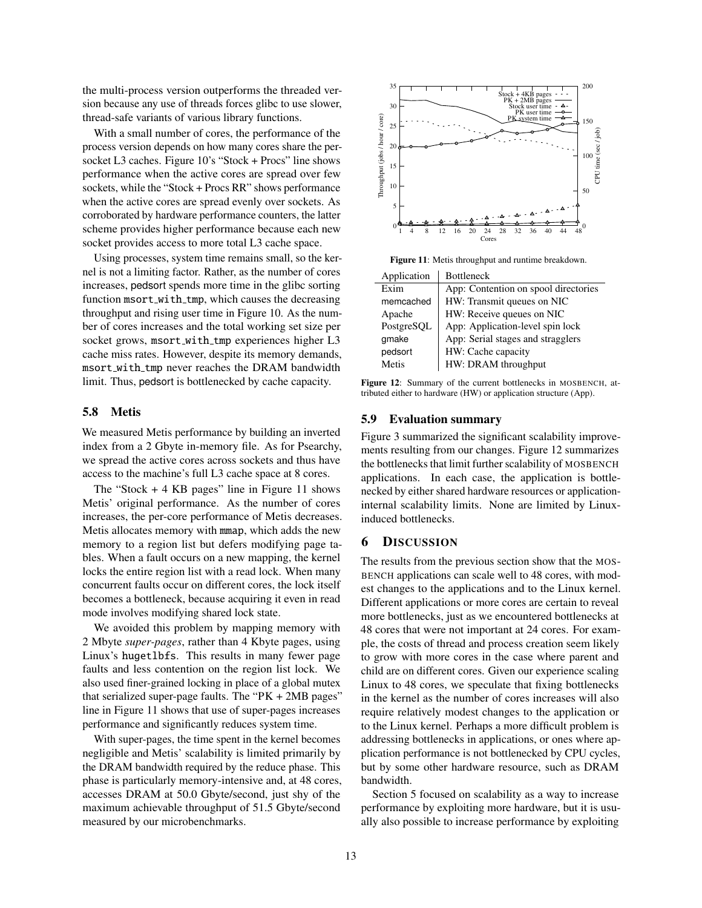the multi-process version outperforms the threaded version because any use of threads forces glibc to use slower, thread-safe variants of various library functions.

With a small number of cores, the performance of the process version depends on how many cores share the per-socket L3 caches. Figure 10's "Stock + Procs" line shows performance when the active cores are spread over few sockets, while the "Stock + Procs RR" shows performance when the active cores are spread evenly over sockets. As corroborated by hardware performance counters, the latter scheme provides higher performance because each new socket provides access to more total L3 cache space.

Using processes, system time remains small, so the kernel is not a limiting factor. Rather, as the number of cores increases, pedsort spends more time in the glibc sorting function msort_with_tmp, which causes the decreasing throughput and rising user time in Figure 10. As the number of cores increases and the total working set size per socket grows, msort_with_tmp experiences higher L3 cache miss rates. However, despite its memory demands, msort_with_tmp never reaches the DRAM bandwidth limit. Thus, pedsort is bottlenecked by cache capacity.

### 5.8 Metis

We measured Metis performance by building an inverted index from a 2 Gbyte in-memory file. As for Psearchy, we spread the active cores across sockets and thus have access to the machine's full L3 cache space at 8 cores.

The "Stock + 4 KB pages" line in Figure 11 shows Metis' original performance. As the number of cores increases, the per-core performance of Metis decreases. Metis allocates memory with mmap, which adds the new memory to a region list but defers modifying page tables. When a fault occurs on a new mapping, the kernel locks the entire region list with a read lock. When many concurrent faults occur on different cores, the lock itself becomes a bottleneck, because acquiring it even in read mode involves modifying shared lock state.

We avoided this problem by mapping memory with 2 Mbyte *super-pages*, rather than 4 Kbyte pages, using Linux's hugetlbfs. This results in many fewer page faults and less contention on the region list lock. We also used finer-grained locking in place of a global mutex that serialized super-page faults. The "PK + 2MB pages" line in Figure 11 shows that use of super-pages increases performance and significantly reduces system time.

With super-pages, the time spent in the kernel becomes negligible and Metis' scalability is limited primarily by the DRAM bandwidth required by the reduce phase. This phase is particularly memory-intensive and, at 48 cores, accesses DRAM at 50.0 Gbyte/second, just shy of the maximum achievable throughput of 51.5 Gbyte/second measured by our microbenchmarks.

**Figure 11**: Metis throughput and runtime breakdown.

| Application | Bottleneck |
|---|---|
| Exim | App: Contention on spool directories |
| memcached | HW: Transmit queues on NIC |
| Apache | HW: Receive queues on NIC |
| PostgreSQL | App: Application-level spin lock |
| gmake | App: Serial stages and stragglers |
| pedsort | HW: Cache capacity |
| Metis | HW: DRAM throughput |

**Figure 12**: Summary of the current bottlenecks in MOSBENCH, attributed either to hardware (HW) or application structure (App).

### 5.9 Evaluation summary

Figure 3 summarized the significant scalability improvements resulting from our changes. Figure 12 summarizes the bottlenecks that limit further scalability of MOSBENCH applications. In each case, the application is bottlenecked by either shared hardware resources or application-internal scalability limits. None are limited by Linux-induced bottlenecks.

## 6 Discussion

The results from the previous section show that the MOSBENCH applications can scale well to 48 cores, with modest changes to the applications and to the Linux kernel. Different applications or more cores are certain to reveal more bottlenecks, just as we encountered bottlenecks at 48 cores that were not important at 24 cores. For example, the costs of thread and process creation seem likely to grow with more cores in the case where parent and child are on different cores. Given our experience scaling Linux to 48 cores, we speculate that fixing bottlenecks in the kernel as the number of cores increases will also require relatively modest changes to the application or to the Linux kernel. Perhaps a more difficult problem is addressing bottlenecks in applications, or ones where application performance is not bottlenecked by CPU cycles, but by some other hardware resource, such as DRAM bandwidth.

Section 5 focused on scalability as a way to increase performance by exploiting more hardware, but it is usually also possible to increase performance by exploiting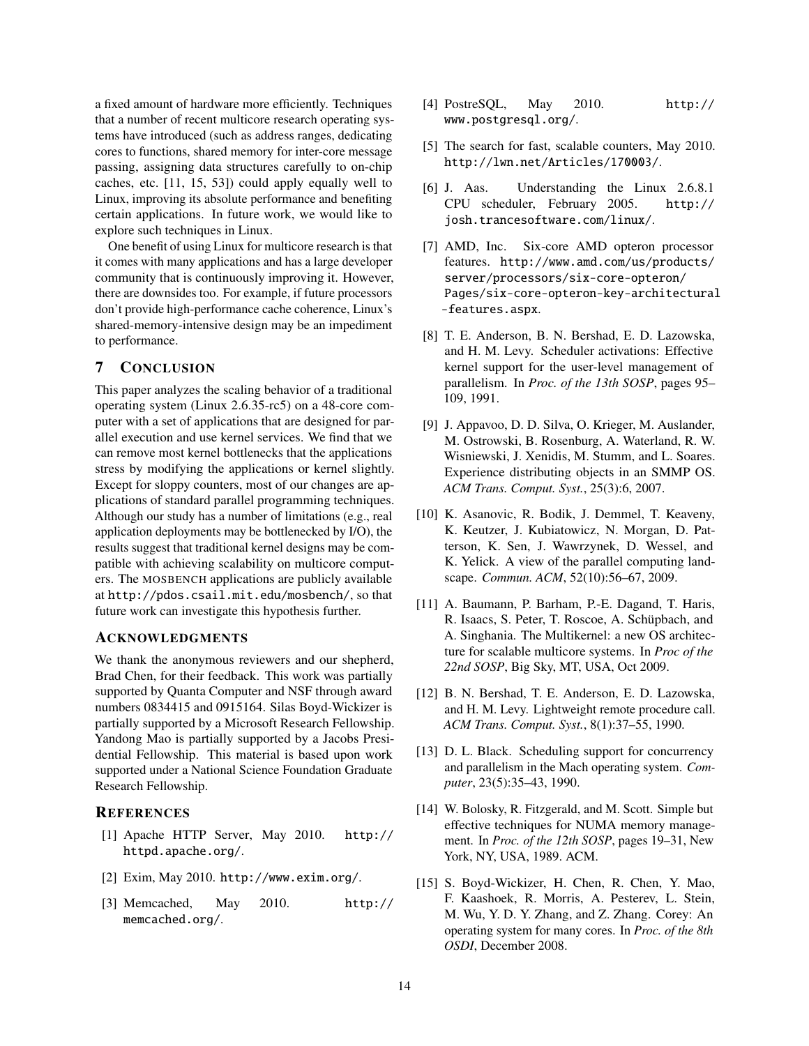a fixed amount of hardware more efficiently. Techniques that a number of recent multicore research operating systems have introduced (such as address ranges, dedicating cores to functions, shared memory for inter-core message passing, assigning data structures carefully to on-chip caches, etc. [11, 15, 53]) could apply equally well to Linux, improving its absolute performance and benefiting certain applications. In future work, we would like to explore such techniques in Linux.

One benefit of using Linux for multicore research is that it comes with many applications and has a large developer community that is continuously improving it. However, there are downsides too. For example, if future processors don't provide high-performance cache coherence, Linux's shared-memory-intensive design may be an impediment to performance.

## 7 Conclusion

This paper analyzes the scaling behavior of a traditional operating system (Linux 2.6.35-rc5) on a 48-core computer with a set of applications that are designed for parallel execution and use kernel services. We find that we can remove most kernel bottlenecks that the applications stress by modifying the applications or kernel slightly. Except for sloppy counters, most of our changes are applications of standard parallel programming techniques. Although our study has a number of limitations (e.g., real application deployments may be bottlenecked by I/O), the results suggest that traditional kernel designs may be compatible with achieving scalability on multicore computers. The MOSBENCH applications are publicly available at `http://pdos.csail.mit.edu/mosbench/`, so that future work can investigate this hypothesis further.

## Acknowledgments

We thank the anonymous reviewers and our shepherd, Brad Chen, for their feedback. This work was partially supported by Quanta Computer and NSF through award numbers 0834415 and 0915164. Silas Boyd-Wickizer is partially supported by a Microsoft Research Fellowship. Yandong Mao is partially supported by a Jacobs Presidential Fellowship. This material is based upon work supported under a National Science Foundation Graduate Research Fellowship.

## References

[1] Apache HTTP Server, May 2010. `http://httpd.apache.org/`.

[2] Exim, May 2010. `http://www.exim.org/`.

[3] Memcached, May 2010. `http://memcached.org/`.

[4] PostreSQL, May 2010. `http://www.postgresql.org/`.

[5] The search for fast, scalable counters, May 2010. `http://lwn.net/Articles/170003/`.

[6] J. Aas. Understanding the Linux 2.6.8.1 CPU scheduler, February 2005. `http://josh.trancesoftware.com/linux/`.

[7] AMD, Inc. Six-core AMD opteron processor features. `http://www.amd.com/us/products/server/processors/six-core-opteron/Pages/six-core-opteron-key-architectural-features.aspx`.

[8] T. E. Anderson, B. N. Bershad, E. D. Lazowska, and H. M. Levy. Scheduler activations: Effective kernel support for the user-level management of parallelism. In *Proc. of the 13th SOSP*, pages 95–109, 1991.

[9] J. Appavoo, D. D. Silva, O. Krieger, M. Auslander, M. Ostrowski, B. Rosenburg, A. Waterland, R. W. Wisniewski, J. Xenidis, M. Stumm, and L. Soares. Experience distributing objects in an SMMP OS. *ACM Trans. Comput. Syst.*, 25(3):6, 2007.

[10] K. Asanovic, R. Bodik, J. Demmel, T. Keaveny, K. Keutzer, J. Kubiatowicz, N. Morgan, D. Patterson, K. Sen, J. Wawrzynek, D. Wessel, and K. Yelick. A view of the parallel computing landscape. *Commun. ACM*, 52(10):56–67, 2009.

[11] A. Baumann, P. Barham, P.-E. Dagand, T. Haris, R. Isaacs, S. Peter, T. Roscoe, A. Schüpbach, and A. Singhania. The Multikernel: a new OS architecture for scalable multicore systems. In *Proc of the 22nd SOSP*, Big Sky, MT, USA, Oct 2009.

[12] B. N. Bershad, T. E. Anderson, E. D. Lazowska, and H. M. Levy. Lightweight remote procedure call. *ACM Trans. Comput. Syst.*, 8(1):37–55, 1990.

[13] D. L. Black. Scheduling support for concurrency and parallelism in the Mach operating system. *Computer*, 23(5):35–43, 1990.

[14] W. Bolosky, R. Fitzgerald, and M. Scott. Simple but effective techniques for NUMA memory management. In *Proc. of the 12th SOSP*, pages 19–31, New York, NY, USA, 1989. ACM.

[15] S. Boyd-Wickizer, H. Chen, R. Chen, Y. Mao, F. Kaashoek, R. Morris, A. Pesterev, L. Stein, M. Wu, Y. D. Y. Zhang, and Z. Zhang. Corey: An operating system for many cores. In *Proc. of the 8th OSDI*, December 2008.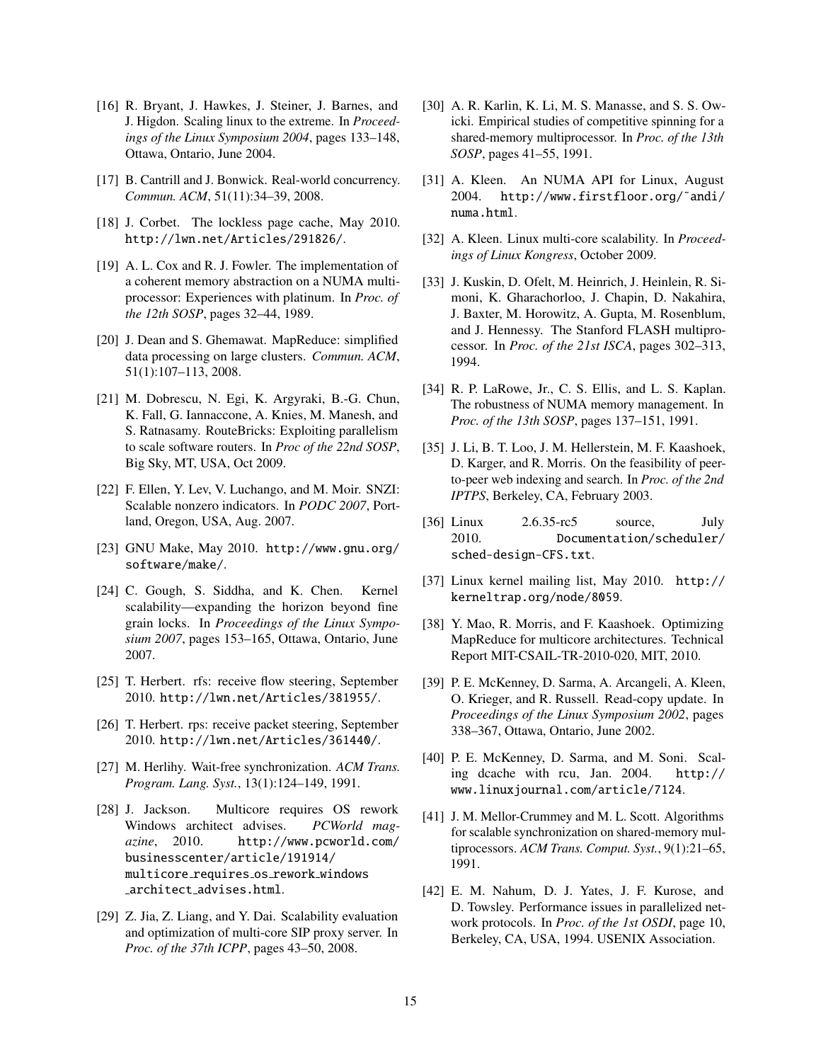[16] R. Bryant, J. Hawkes, J. Steiner, J. Barnes, and J. Higdon. Scaling linux to the extreme. In *Proceedings of the Linux Symposium 2004*, pages 133–148, Ottawa, Ontario, June 2004.

[17] B. Cantrill and J. Bonwick. Real-world concurrency. *Commun. ACM*, 51(11):34–39, 2008.

[18] J. Corbet. The lockless page cache, May 2010. http://lwn.net/Articles/291826/.

[19] A. L. Cox and R. J. Fowler. The implementation of a coherent memory abstraction on a NUMA multiprocessor: Experiences with platinum. In *Proc. of the 12th SOSP*, pages 32–44, 1989.

[20] J. Dean and S. Ghemawat. MapReduce: simplified data processing on large clusters. *Commun. ACM*, 51(1):107–113, 2008.

[21] M. Dobrescu, N. Egi, K. Argyraki, B.-G. Chun, K. Fall, G. Iannaccone, A. Knies, M. Manesh, and S. Ratnasamy. RouteBricks: Exploiting parallelism to scale software routers. In *Proc of the 22nd SOSP*, Big Sky, MT, USA, Oct 2009.

[22] F. Ellen, Y. Lev, V. Luchango, and M. Moir. SNZI: Scalable nonzero indicators. In *PODC 2007*, Portland, Oregon, USA, Aug. 2007.

[23] GNU Make, May 2010. http://www.gnu.org/software/make/.

[24] C. Gough, S. Siddha, and K. Chen. Kernel scalability—expanding the horizon beyond fine grain locks. In *Proceedings of the Linux Symposium 2007*, pages 153–165, Ottawa, Ontario, June 2007.

[25] T. Herbert. rfs: receive flow steering, September 2010. http://lwn.net/Articles/381955/.

[26] T. Herbert. rps: receive packet steering, September 2010. http://lwn.net/Articles/361440/.

[27] M. Herlihy. Wait-free synchronization. *ACM Trans. Program. Lang. Syst.*, 13(1):124–149, 1991.

[28] J. Jackson. Multicore requires OS rework Windows architect advises. *PCWorld magazine*, 2010. http://www.pcworld.com/businesscenter/article/191914/multicore_requires_os_rework_windows_architect_advises.html.

[29] Z. Jia, Z. Liang, and Y. Dai. Scalability evaluation and optimization of multi-core SIP proxy server. In *Proc. of the 37th ICPP*, pages 43–50, 2008.

[30] A. R. Karlin, K. Li, M. S. Manasse, and S. S. Owicki. Empirical studies of competitive spinning for a shared-memory multiprocessor. In *Proc. of the 13th SOSP*, pages 41–55, 1991.

[31] A. Kleen. An NUMA API for Linux, August 2004. http://www.firstfloor.org/~andi/numa.html.

[32] A. Kleen. Linux multi-core scalability. In *Proceedings of Linux Kongress*, October 2009.

[33] J. Kuskin, D. Ofelt, M. Heinrich, J. Heinlein, R. Simoni, K. Gharachorloo, J. Chapin, D. Nakahira, J. Baxter, M. Horowitz, A. Gupta, M. Rosenblum, and J. Hennessy. The Stanford FLASH multiprocessor. In *Proc. of the 21st ISCA*, pages 302–313, 1994.

[34] R. P. LaRowe, Jr., C. S. Ellis, and L. S. Kaplan. The robustness of NUMA memory management. In *Proc. of the 13th SOSP*, pages 137–151, 1991.

[35] J. Li, B. T. Loo, J. M. Hellerstein, M. F. Kaashoek, D. Karger, and R. Morris. On the feasibility of peer-to-peer web indexing and search. In *Proc. of the 2nd IPTPS*, Berkeley, CA, February 2003.

[36] Linux 2.6.35-rc5 source, July 2010. Documentation/scheduler/sched-design-CFS.txt.

[37] Linux kernel mailing list, May 2010. http://kerneltrap.org/node/8059.

[38] Y. Mao, R. Morris, and F. Kaashoek. Optimizing MapReduce for multicore architectures. Technical Report MIT-CSAIL-TR-2010-020, MIT, 2010.

[39] P. E. McKenney, D. Sarma, A. Arcangeli, A. Kleen, O. Krieger, and R. Russell. Read-copy update. In *Proceedings of the Linux Symposium 2002*, pages 338–367, Ottawa, Ontario, June 2002.

[40] P. E. McKenney, D. Sarma, and M. Soni. Scaling dcache with rcu, Jan. 2004. http://www.linuxjournal.com/article/7124.

[41] J. M. Mellor-Crummey and M. L. Scott. Algorithms for scalable synchronization on shared-memory multiprocessors. *ACM Trans. Comput. Syst.*, 9(1):21–65, 1991.

[42] E. M. Nahum, D. J. Yates, J. F. Kurose, and D. Towsley. Performance issues in parallelized network protocols. In *Proc. of the 1st OSDI*, page 10, Berkeley, CA, USA, 1994. USENIX Association.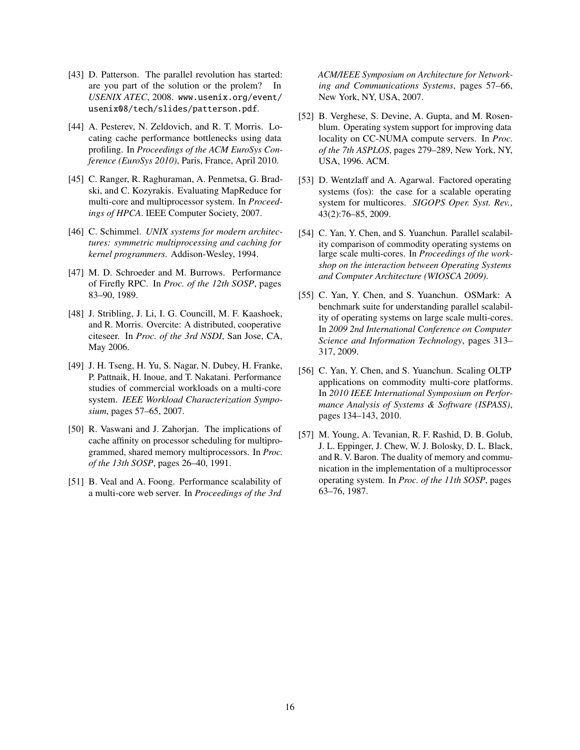[43] D. Patterson. The parallel revolution has started: are you part of the solution or the prolem? In *USENIX ATEC*, 2008. www.usenix.org/event/usenix08/tech/slides/patterson.pdf.

[44] A. Pesterev, N. Zeldovich, and R. T. Morris. Locating cache performance bottlenecks using data profiling. In *Proceedings of the ACM EuroSys Conference (EuroSys 2010)*, Paris, France, April 2010.

[45] C. Ranger, R. Raghuraman, A. Penmetsa, G. Bradski, and C. Kozyrakis. Evaluating MapReduce for multi-core and multiprocessor system. In *Proceedings of HPCA*. IEEE Computer Society, 2007.

[46] C. Schimmel. *UNIX systems for modern architectures: symmetric multiprocessing and caching for kernel programmers*. Addison-Wesley, 1994.

[47] M. D. Schroeder and M. Burrows. Performance of Firefly RPC. In *Proc. of the 12th SOSP*, pages 83–90, 1989.

[48] J. Stribling, J. Li, I. G. Councill, M. F. Kaashoek, and R. Morris. Overcite: A distributed, cooperative citeseer. In *Proc. of the 3rd NSDI*, San Jose, CA, May 2006.

[49] J. H. Tseng, H. Yu, S. Nagar, N. Dubey, H. Franke, P. Pattnaik, H. Inoue, and T. Nakatani. Performance studies of commercial workloads on a multi-core system. *IEEE Workload Characterization Symposium*, pages 57–65, 2007.

[50] R. Vaswani and J. Zahorjan. The implications of cache affinity on processor scheduling for multiprogrammed, shared memory multiprocessors. In *Proc. of the 13th SOSP*, pages 26–40, 1991.

[51] B. Veal and A. Foong. Performance scalability of a multi-core web server. In *Proceedings of the 3rd ACM/IEEE Symposium on Architecture for Networking and Communications Systems*, pages 57–66, New York, NY, USA, 2007.

[52] B. Verghese, S. Devine, A. Gupta, and M. Rosenblum. Operating system support for improving data locality on CC-NUMA compute servers. In *Proc. of the 7th ASPLOS*, pages 279–289, New York, NY, USA, 1996. ACM.

[53] D. Wentzlaff and A. Agarwal. Factored operating systems (fos): the case for a scalable operating system for multicores. *SIGOPS Oper. Syst. Rev.*, 43(2):76–85, 2009.

[54] C. Yan, Y. Chen, and S. Yuanchun. Parallel scalability comparison of commodity operating systems on large scale multi-cores. In *Proceedings of the workshop on the interaction between Operating Systems and Computer Architecture (WIOSCA 2009)*.

[55] C. Yan, Y. Chen, and S. Yuanchun. OSMark: A benchmark suite for understanding parallel scalability of operating systems on large scale multi-cores. In *2009 2nd International Conference on Computer Science and Information Technology*, pages 313–317, 2009.

[56] C. Yan, Y. Chen, and S. Yuanchun. Scaling OLTP applications on commodity multi-core platforms. In *2010 IEEE International Symposium on Performance Analysis of Systems & Software (ISPASS)*, pages 134–143, 2010.

[57] M. Young, A. Tevanian, R. F. Rashid, D. B. Golub, J. L. Eppinger, J. Chew, W. J. Bolosky, D. L. Black, and R. V. Baron. The duality of memory and communication in the implementation of a multiprocessor operating system. In *Proc. of the 11th SOSP*, pages 63–76, 1987.